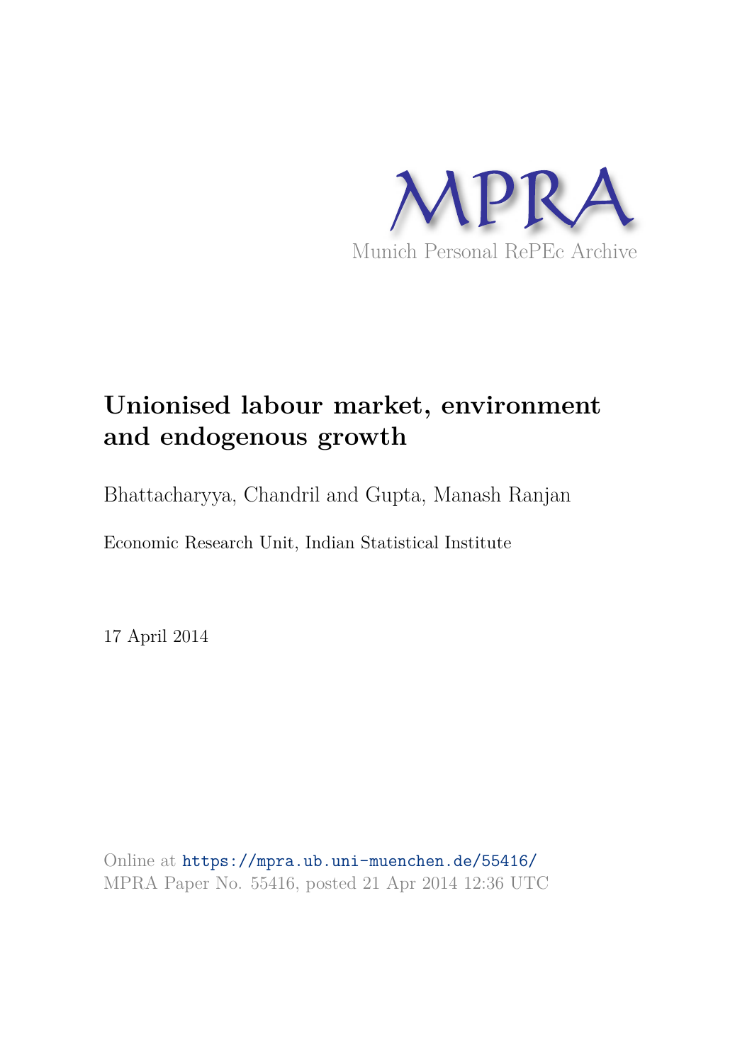MPRA

Munich Personal RePEc Archive

# Unionised labour market, environment and endogenous growth

Bhattacharyya, Chandril and Gupta, Manash Ranjan

Economic Research Unit, Indian Statistical Institute

17 April 2014

Online at https://mpra.ub.uni-muenchen.de/55416/
MPRA Paper No. 55416, posted 21 Apr 2014 12:36 UTC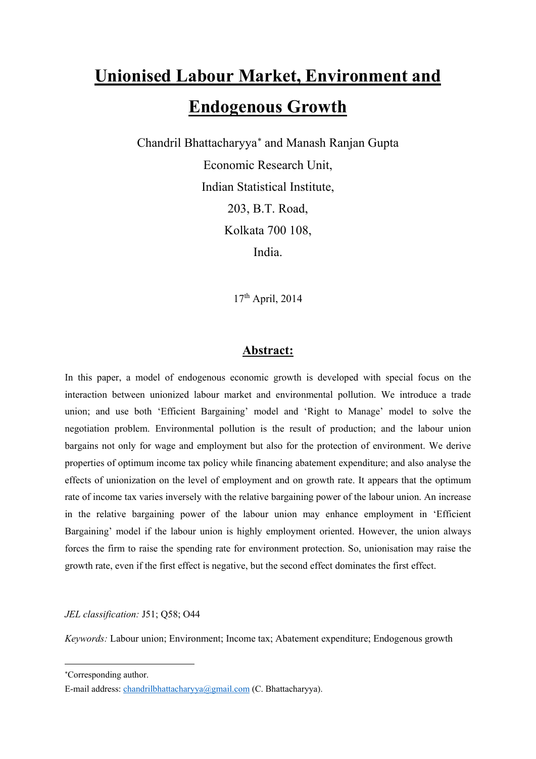# Unionised Labour Market, Environment and Endogenous Growth

Chandril Bhattacharyya[*] and Manash Ranjan Gupta

Economic Research Unit,

Indian Statistical Institute,

203, B.T. Road,

Kolkata 700 108,

India.

17[th] April, 2014

## Abstract:

In this paper, a model of endogenous economic growth is developed with special focus on the interaction between unionized labour market and environmental pollution. We introduce a trade union; and use both 'Efficient Bargaining' model and 'Right to Manage' model to solve the negotiation problem. Environmental pollution is the result of production; and the labour union bargains not only for wage and employment but also for the protection of environment. We derive properties of optimum income tax policy while financing abatement expenditure; and also analyse the effects of unionization on the level of employment and on growth rate. It appears that the optimum rate of income tax varies inversely with the relative bargaining power of the labour union. An increase in the relative bargaining power of the labour union may enhance employment in 'Efficient Bargaining' model if the labour union is highly employment oriented. However, the union always forces the firm to raise the spending rate for environment protection. So, unionisation may raise the growth rate, even if the first effect is negative, but the second effect dominates the first effect.

*JEL classification:* J51; Q58; O44

*Keywords:* Labour union; Environment; Income tax; Abatement expenditure; Endogenous growth

---

[*]Corresponding author.

E-mail address: chandrilbhattacharyya@gmail.com (C. Bhattacharyya).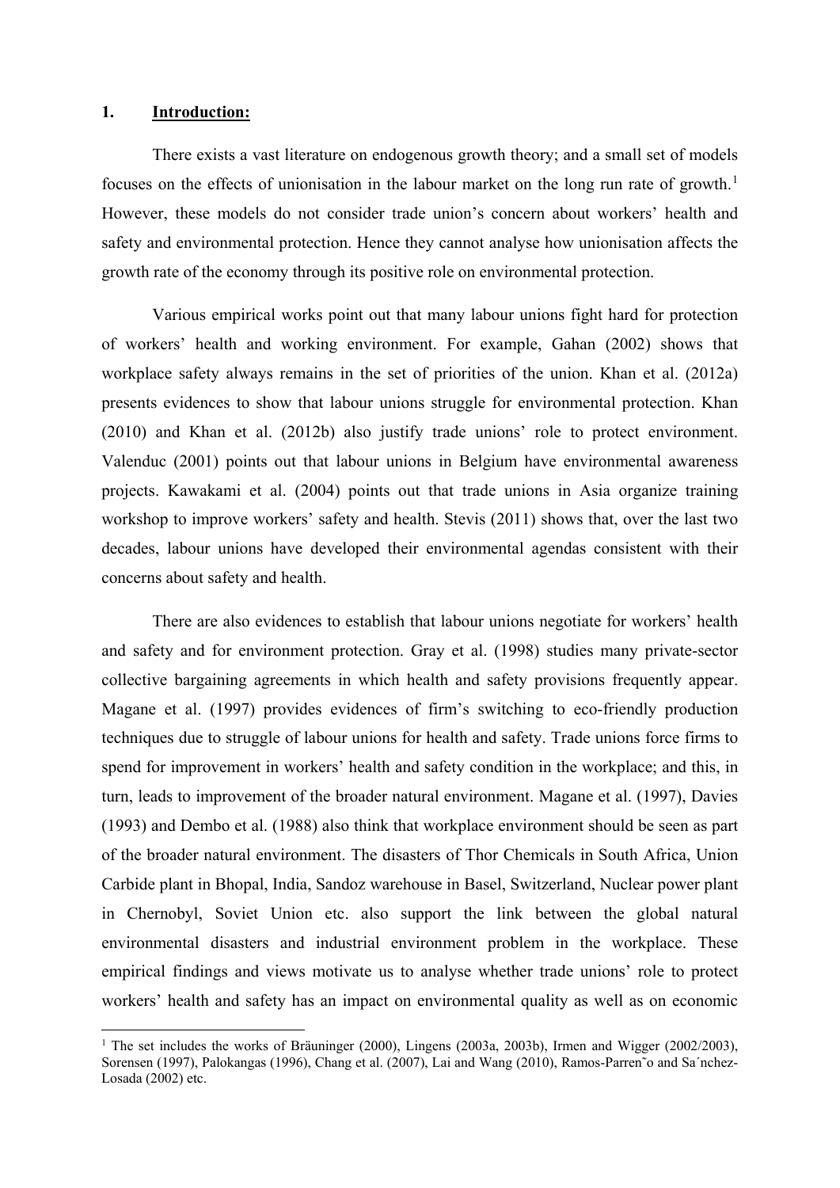## 1. Introduction:

There exists a vast literature on endogenous growth theory; and a small set of models focuses on the effects of unionisation in the labour market on the long run rate of growth.[1] However, these models do not consider trade union's concern about workers' health and safety and environmental protection. Hence they cannot analyse how unionisation affects the growth rate of the economy through its positive role on environmental protection.

Various empirical works point out that many labour unions fight hard for protection of workers' health and working environment. For example, Gahan (2002) shows that workplace safety always remains in the set of priorities of the union. Khan et al. (2012a) presents evidences to show that labour unions struggle for environmental protection. Khan (2010) and Khan et al. (2012b) also justify trade unions' role to protect environment. Valenduc (2001) points out that labour unions in Belgium have environmental awareness projects. Kawakami et al. (2004) points out that trade unions in Asia organize training workshop to improve workers' safety and health. Stevis (2011) shows that, over the last two decades, labour unions have developed their environmental agendas consistent with their concerns about safety and health.

There are also evidences to establish that labour unions negotiate for workers' health and safety and for environment protection. Gray et al. (1998) studies many private-sector collective bargaining agreements in which health and safety provisions frequently appear. Magane et al. (1997) provides evidences of firm's switching to eco-friendly production techniques due to struggle of labour unions for health and safety. Trade unions force firms to spend for improvement in workers' health and safety condition in the workplace; and this, in turn, leads to improvement of the broader natural environment. Magane et al. (1997), Davies (1993) and Dembo et al. (1988) also think that workplace environment should be seen as part of the broader natural environment. The disasters of Thor Chemicals in South Africa, Union Carbide plant in Bhopal, India, Sandoz warehouse in Basel, Switzerland, Nuclear power plant in Chernobyl, Soviet Union etc. also support the link between the global natural environmental disasters and industrial environment problem in the workplace. These empirical findings and views motivate us to analyse whether trade unions' role to protect workers' health and safety has an impact on environmental quality as well as on economic

[1] The set includes the works of Bräuninger (2000), Lingens (2003a, 2003b), Irmen and Wigger (2002/2003), Sorensen (1997), Palokangas (1996), Chang et al. (2007), Lai and Wang (2010), Ramos-Parreño and Sánchez-Losada (2002) etc.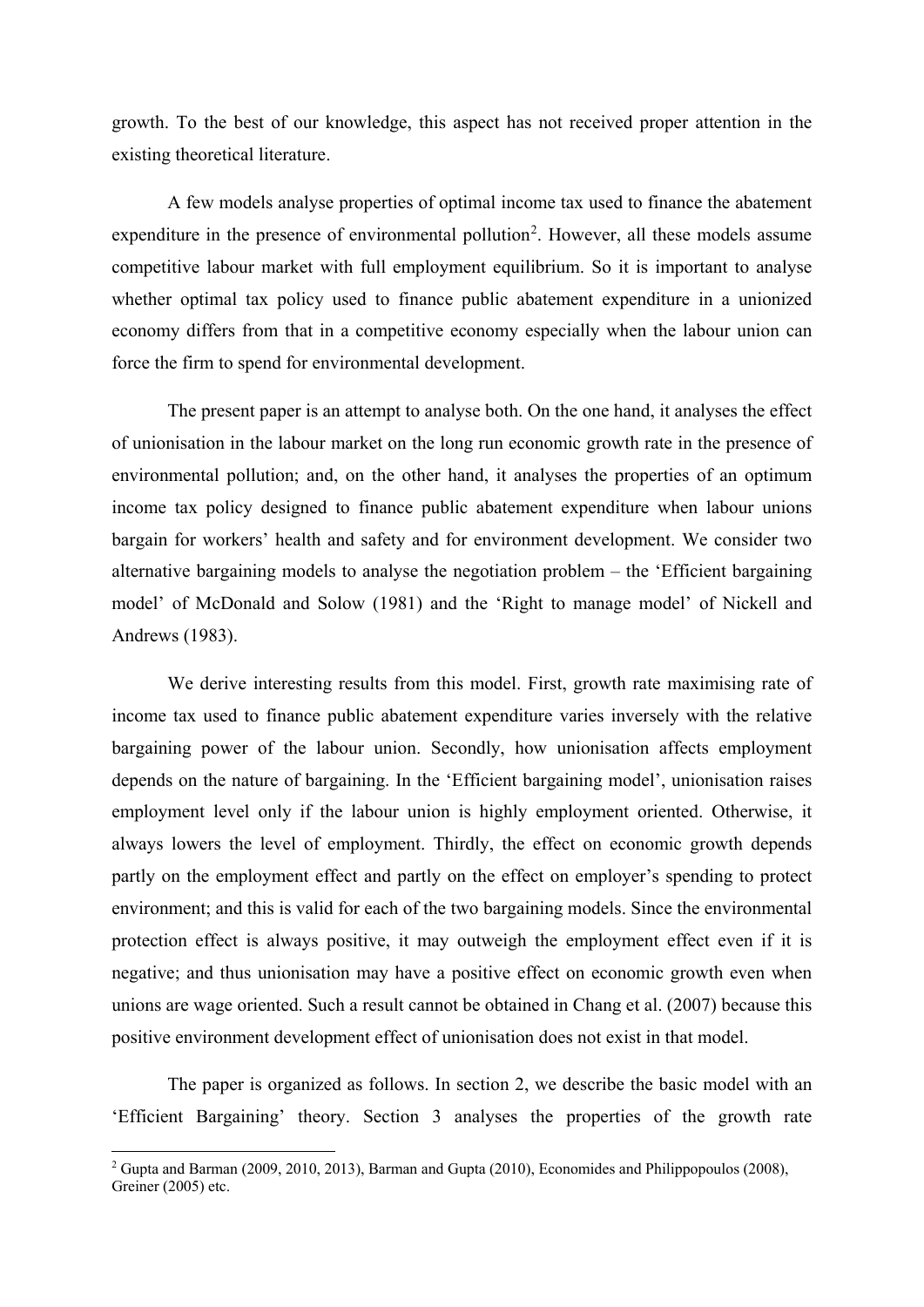growth. To the best of our knowledge, this aspect has not received proper attention in the existing theoretical literature.

A few models analyse properties of optimal income tax used to finance the abatement expenditure in the presence of environmental pollution[2]. However, all these models assume competitive labour market with full employment equilibrium. So it is important to analyse whether optimal tax policy used to finance public abatement expenditure in a unionized economy differs from that in a competitive economy especially when the labour union can force the firm to spend for environmental development.

The present paper is an attempt to analyse both. On the one hand, it analyses the effect of unionisation in the labour market on the long run economic growth rate in the presence of environmental pollution; and, on the other hand, it analyses the properties of an optimum income tax policy designed to finance public abatement expenditure when labour unions bargain for workers' health and safety and for environment development. We consider two alternative bargaining models to analyse the negotiation problem – the 'Efficient bargaining model' of McDonald and Solow (1981) and the 'Right to manage model' of Nickell and Andrews (1983).

We derive interesting results from this model. First, growth rate maximising rate of income tax used to finance public abatement expenditure varies inversely with the relative bargaining power of the labour union. Secondly, how unionisation affects employment depends on the nature of bargaining. In the 'Efficient bargaining model', unionisation raises employment level only if the labour union is highly employment oriented. Otherwise, it always lowers the level of employment. Thirdly, the effect on economic growth depends partly on the employment effect and partly on the effect on employer's spending to protect environment; and this is valid for each of the two bargaining models. Since the environmental protection effect is always positive, it may outweigh the employment effect even if it is negative; and thus unionisation may have a positive effect on economic growth even when unions are wage oriented. Such a result cannot be obtained in Chang et al. (2007) because this positive environment development effect of unionisation does not exist in that model.

The paper is organized as follows. In section 2, we describe the basic model with an 'Efficient Bargaining' theory. Section 3 analyses the properties of the growth rate

[2] Gupta and Barman (2009, 2010, 2013), Barman and Gupta (2010), Economides and Philippopoulos (2008), Greiner (2005) etc.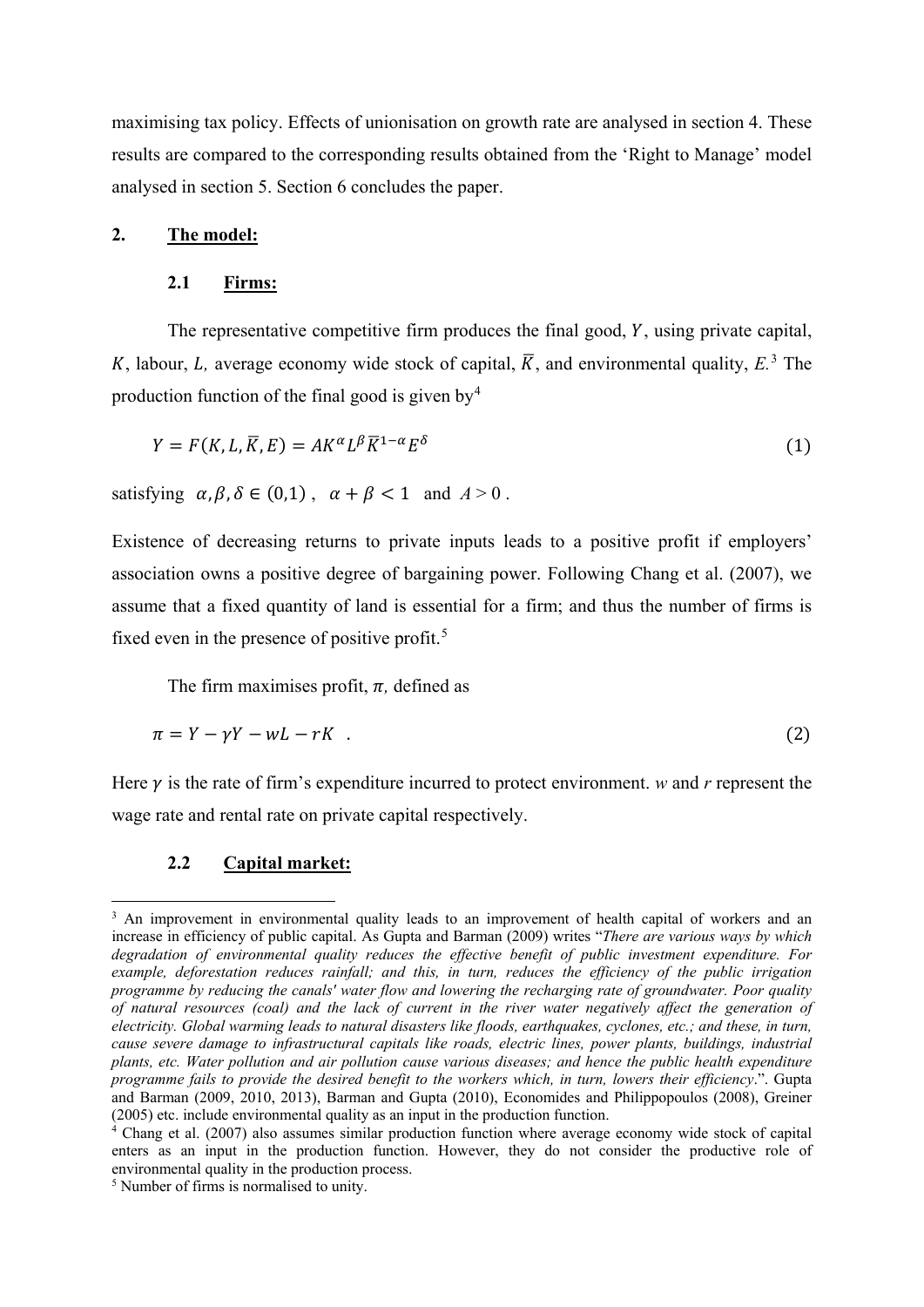maximising tax policy. Effects of unionisation on growth rate are analysed in section 4. These results are compared to the corresponding results obtained from the 'Right to Manage' model analysed in section 5. Section 6 concludes the paper.

## 2. The model:

### 2.1 Firms:

The representative competitive firm produces the final good, $Y$, using private capital, $K$, labour, $L$, average economy wide stock of capital, $\overline{K}$, and environmental quality, $E$.[3] The production function of the final good is given by[4]

$$Y = F(K, L, \overline{K}, E) = AK^{\alpha}L^{\beta}\overline{K}^{1-\alpha}E^{\delta} \tag{1}$$

satisfying $\alpha, \beta, \delta \in (0,1)$, $\alpha + \beta < 1$ and $A > 0$.

Existence of decreasing returns to private inputs leads to a positive profit if employers' association owns a positive degree of bargaining power. Following Chang et al. (2007), we assume that a fixed quantity of land is essential for a firm; and thus the number of firms is fixed even in the presence of positive profit.[5]

The firm maximises profit, $\pi$, defined as

$$\pi = Y - \gamma Y - wL - rK \quad . \tag{2}$$

Here $\gamma$ is the rate of firm's expenditure incurred to protect environment. $w$ and $r$ represent the wage rate and rental rate on private capital respectively.

### 2.2 Capital market:

---

[3] An improvement in environmental quality leads to an improvement of health capital of workers and an increase in efficiency of public capital. As Gupta and Barman (2009) writes "*There are various ways by which degradation of environmental quality reduces the effective benefit of public investment expenditure. For example, deforestation reduces rainfall; and this, in turn, reduces the efficiency of the public irrigation programme by reducing the canals' water flow and lowering the recharging rate of groundwater. Poor quality of natural resources (coal) and the lack of current in the river water negatively affect the generation of electricity. Global warming leads to natural disasters like floods, earthquakes, cyclones, etc.; and these, in turn, cause severe damage to infrastructural capitals like roads, electric lines, power plants, buildings, industrial plants, etc. Water pollution and air pollution cause various diseases; and hence the public health expenditure programme fails to provide the desired benefit to the workers which, in turn, lowers their efficiency*.". Gupta and Barman (2009, 2010, 2013), Barman and Gupta (2010), Economides and Philippopoulos (2008), Greiner (2005) etc. include environmental quality as an input in the production function.

[4] Chang et al. (2007) also assumes similar production function where average economy wide stock of capital enters as an input in the production function. However, they do not consider the productive role of environmental quality in the production process.

[5] Number of firms is normalised to unity.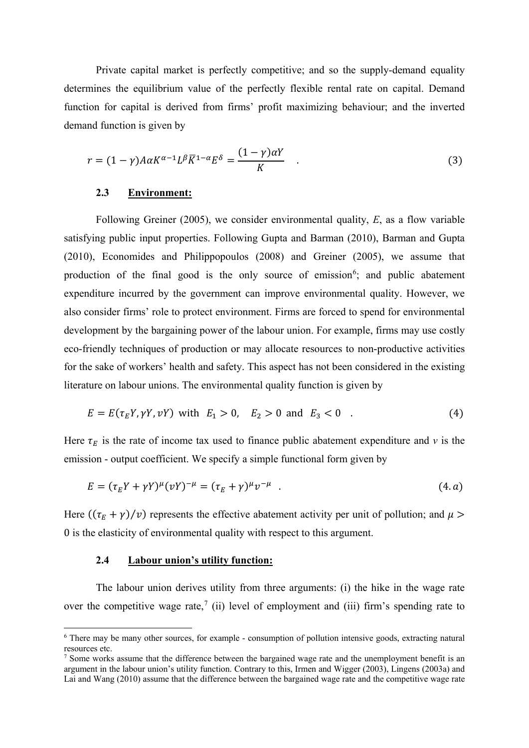Private capital market is perfectly competitive; and so the supply-demand equality determines the equilibrium value of the perfectly flexible rental rate on capital. Demand function for capital is derived from firms' profit maximizing behaviour; and the inverted demand function is given by

$$r = (1-\gamma)A\alpha K^{\alpha-1}L^{\beta}\bar{K}^{1-\alpha}E^{\delta} = \frac{(1-\gamma)\alpha Y}{K} \quad . \tag{3}$$

### 2.3 Environment:

Following Greiner (2005), we consider environmental quality, *E*, as a flow variable satisfying public input properties. Following Gupta and Barman (2010), Barman and Gupta (2010), Economides and Philippopoulos (2008) and Greiner (2005), we assume that production of the final good is the only source of emission[6]; and public abatement expenditure incurred by the government can improve environmental quality. However, we also consider firms' role to protect environment. Firms are forced to spend for environmental development by the bargaining power of the labour union. For example, firms may use costly eco-friendly techniques of production or may allocate resources to non-productive activities for the sake of workers' health and safety. This aspect has not been considered in the existing literature on labour unions. The environmental quality function is given by

$$E = E(\tau_E Y, \gamma Y, vY) \text{ with } E_1 > 0, \quad E_2 > 0 \text{ and } E_3 < 0 \quad . \tag{4}$$

Here $\tau_E$ is the rate of income tax used to finance public abatement expenditure and *v* is the emission - output coefficient. We specify a simple functional form given by

$$E = (\tau_E Y + \gamma Y)^{\mu}(vY)^{-\mu} = (\tau_E + \gamma)^{\mu}v^{-\mu} \quad . \tag{4.a}$$

Here $((\tau_E + \gamma)/v)$ represents the effective abatement activity per unit of pollution; and $\mu > 0$ is the elasticity of environmental quality with respect to this argument.

### 2.4 Labour union's utility function:

The labour union derives utility from three arguments: (i) the hike in the wage rate over the competitive wage rate,[7] (ii) level of employment and (iii) firm's spending rate to

---

[6] There may be many other sources, for example - consumption of pollution intensive goods, extracting natural resources etc.

[7] Some works assume that the difference between the bargained wage rate and the unemployment benefit is an argument in the labour union's utility function. Contrary to this, Irmen and Wigger (2003), Lingens (2003a) and Lai and Wang (2010) assume that the difference between the bargained wage rate and the competitive wage rate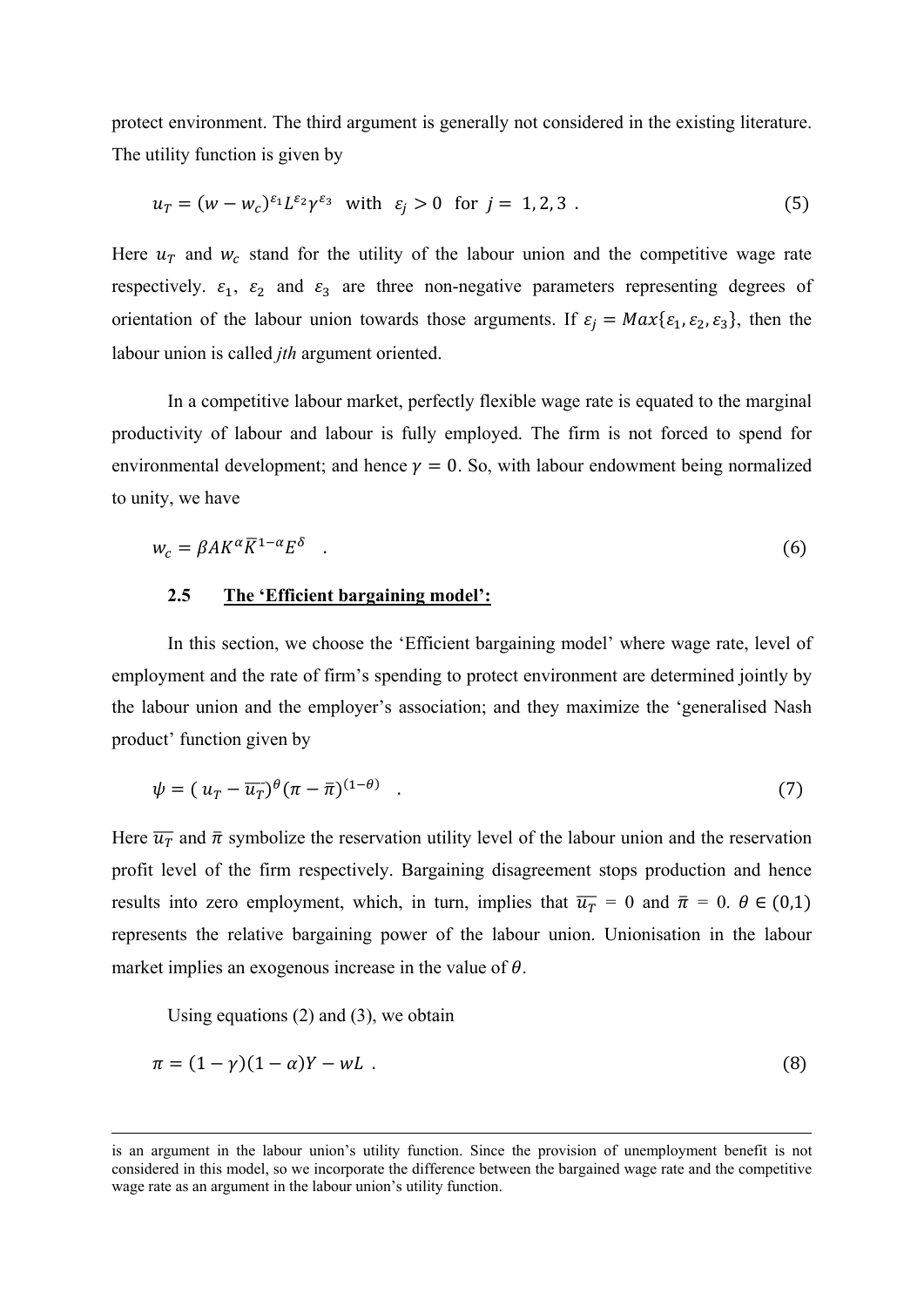protect environment. The third argument is generally not considered in the existing literature. The utility function is given by

$$u_T = (w - w_c)^{\varepsilon_1} L^{\varepsilon_2} \gamma^{\varepsilon_3} \quad \text{with} \quad \varepsilon_j > 0 \quad \text{for} \quad j = 1, 2, 3 \ . \tag{5}$$

Here $u_T$ and $w_c$ stand for the utility of the labour union and the competitive wage rate respectively. $\varepsilon_1$, $\varepsilon_2$ and $\varepsilon_3$ are three non-negative parameters representing degrees of orientation of the labour union towards those arguments. If $\varepsilon_j = Max\{\varepsilon_1, \varepsilon_2, \varepsilon_3\}$, then the labour union is called *jth* argument oriented.

In a competitive labour market, perfectly flexible wage rate is equated to the marginal productivity of labour and labour is fully employed. The firm is not forced to spend for environmental development; and hence $\gamma = 0$. So, with labour endowment being normalized to unity, we have

$$w_c = \beta A K^{\alpha} \overline{K}^{1-\alpha} E^{\delta} \quad . \tag{6}$$

### 2.5 The 'Efficient bargaining model':

In this section, we choose the 'Efficient bargaining model' where wage rate, level of employment and the rate of firm's spending to protect environment are determined jointly by the labour union and the employer's association; and they maximize the 'generalised Nash product' function given by

$$\psi = (\, u_T - \overline{u_T})^{\theta} (\pi - \bar{\pi})^{(1-\theta)} \quad . \tag{7}$$

Here $\overline{u_T}$ and $\bar{\pi}$ symbolize the reservation utility level of the labour union and the reservation profit level of the firm respectively. Bargaining disagreement stops production and hence results into zero employment, which, in turn, implies that $\overline{u_T} = 0$ and $\bar{\pi} = 0$. $\theta \in (0,1)$ represents the relative bargaining power of the labour union. Unionisation in the labour market implies an exogenous increase in the value of $\theta$.

Using equations (2) and (3), we obtain

$$\pi = (1 - \gamma)(1 - \alpha)Y - wL \ . \tag{8}$$

---

is an argument in the labour union's utility function. Since the provision of unemployment benefit is not considered in this model, so we incorporate the difference between the bargained wage rate and the competitive wage rate as an argument in the labour union's utility function.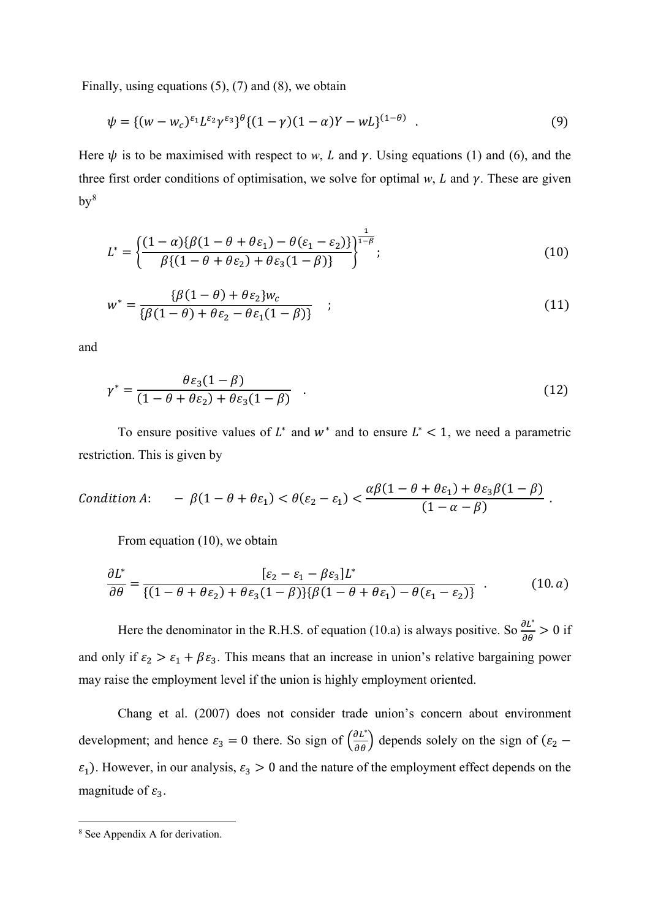Finally, using equations (5), (7) and (8), we obtain

$$\psi = \{(w - w_c)^{\varepsilon_1} L^{\varepsilon_2} \gamma^{\varepsilon_3}\}^{\theta} \{(1-\gamma)(1-\alpha)Y - wL\}^{(1-\theta)} \quad . \tag{9}$$

Here $\psi$ is to be maximised with respect to *w*, *L* and $\gamma$. Using equations (1) and (6), and the three first order conditions of optimisation, we solve for optimal *w*, *L* and $\gamma$. These are given by[8]

$$L^* = \left\{ \frac{(1-\alpha)\{\beta(1-\theta+\theta\varepsilon_1) - \theta(\varepsilon_1 - \varepsilon_2)\}}{\beta\{(1-\theta+\theta\varepsilon_2) + \theta\varepsilon_3(1-\beta)\}} \right\}^{\frac{1}{1-\beta}}; \tag{10}$$

$$w^* = \frac{\{\beta(1-\theta) + \theta\varepsilon_2\} w_c}{\{\beta(1-\theta) + \theta\varepsilon_2 - \theta\varepsilon_1(1-\beta)\}} \quad ; \tag{11}$$

and

$$\gamma^* = \frac{\theta\varepsilon_3(1-\beta)}{(1-\theta+\theta\varepsilon_2) + \theta\varepsilon_3(1-\beta)} \quad . \tag{12}$$

To ensure positive values of $L^*$ and $w^*$ and to ensure $L^* < 1$, we need a parametric restriction. This is given by

$$Condition\ A: \quad -\beta(1-\theta+\theta\varepsilon_1) < \theta(\varepsilon_2 - \varepsilon_1) < \frac{\alpha\beta(1-\theta+\theta\varepsilon_1) + \theta\varepsilon_3\beta(1-\beta)}{(1-\alpha-\beta)} \; .$$

From equation (10), we obtain

$$\frac{\partial L^*}{\partial \theta} = \frac{[\varepsilon_2 - \varepsilon_1 - \beta\varepsilon_3] L^*}{\{(1-\theta+\theta\varepsilon_2) + \theta\varepsilon_3(1-\beta)\}\{\beta(1-\theta+\theta\varepsilon_1) - \theta(\varepsilon_1 - \varepsilon_2)\}} \quad . \tag{10.a}$$

Here the denominator in the R.H.S. of equation (10.a) is always positive. So $\frac{\partial L^*}{\partial \theta} > 0$ if and only if $\varepsilon_2 > \varepsilon_1 + \beta\varepsilon_3$. This means that an increase in union's relative bargaining power may raise the employment level if the union is highly employment oriented.

Chang et al. (2007) does not consider trade union's concern about environment development; and hence $\varepsilon_3 = 0$ there. So sign of $\left(\frac{\partial L^*}{\partial \theta}\right)$ depends solely on the sign of $(\varepsilon_2 - \varepsilon_1)$. However, in our analysis, $\varepsilon_3 > 0$ and the nature of the employment effect depends on the magnitude of $\varepsilon_3$.

---

[8] See Appendix A for derivation.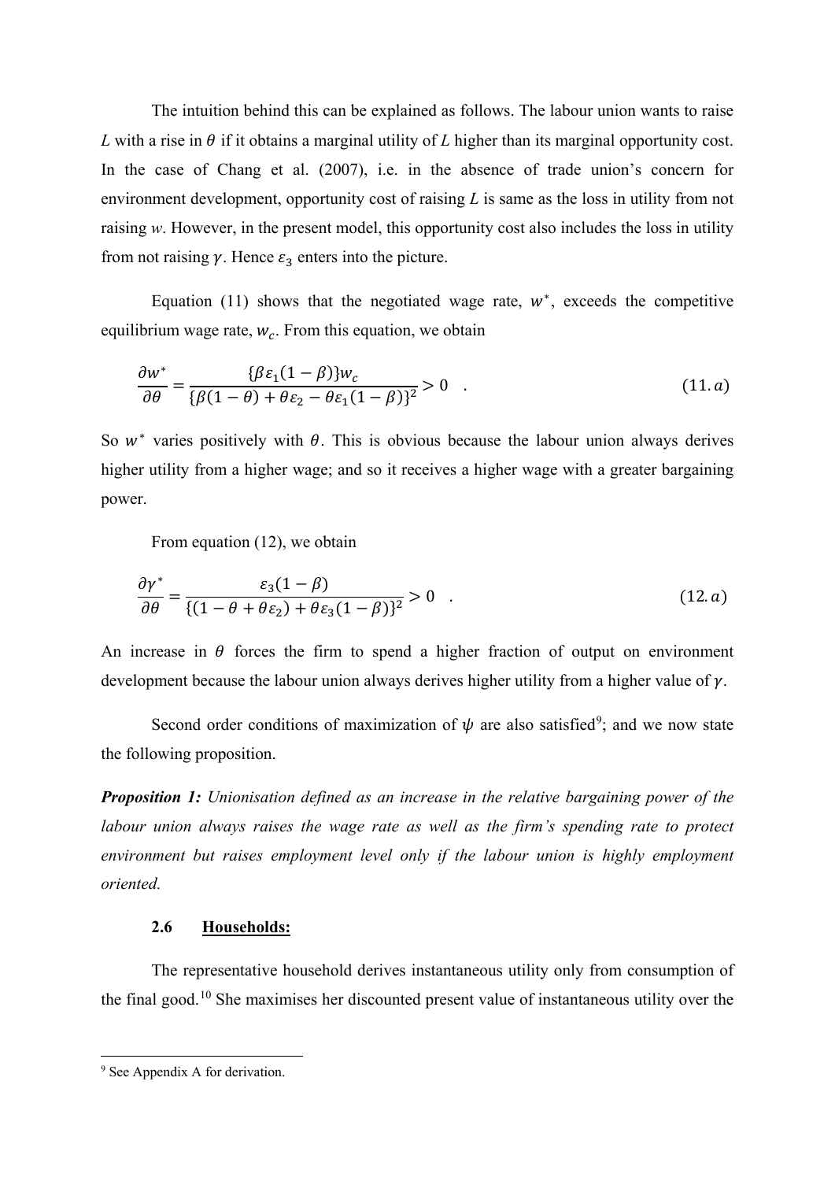The intuition behind this can be explained as follows. The labour union wants to raise $L$ with a rise in $\theta$ if it obtains a marginal utility of $L$ higher than its marginal opportunity cost. In the case of Chang et al. (2007), i.e. in the absence of trade union's concern for environment development, opportunity cost of raising $L$ is same as the loss in utility from not raising $w$. However, in the present model, this opportunity cost also includes the loss in utility from not raising $\gamma$. Hence $\varepsilon_3$ enters into the picture.

Equation (11) shows that the negotiated wage rate, $w^*$, exceeds the competitive equilibrium wage rate, $w_c$. From this equation, we obtain

$$\frac{\partial w^*}{\partial \theta} = \frac{\{\beta\varepsilon_1(1-\beta)\}w_c}{\{\beta(1-\theta)+\theta\varepsilon_2-\theta\varepsilon_1(1-\beta)\}^2} > 0 \quad . \tag{11.a}$$

So $w^*$ varies positively with $\theta$. This is obvious because the labour union always derives higher utility from a higher wage; and so it receives a higher wage with a greater bargaining power.

From equation (12), we obtain

$$\frac{\partial \gamma^*}{\partial \theta} = \frac{\varepsilon_3(1-\beta)}{\{(1-\theta+\theta\varepsilon_2)+\theta\varepsilon_3(1-\beta)\}^2} > 0 \quad . \tag{12.a}$$

An increase in $\theta$ forces the firm to spend a higher fraction of output on environment development because the labour union always derives higher utility from a higher value of $\gamma$.

Second order conditions of maximization of $\psi$ are also satisfied[9]; and we now state the following proposition.

***Proposition 1:*** *Unionisation defined as an increase in the relative bargaining power of the labour union always raises the wage rate as well as the firm's spending rate to protect environment but raises employment level only if the labour union is highly employment oriented.*

### 2.6 Households:

The representative household derives instantaneous utility only from consumption of the final good.[10] She maximises her discounted present value of instantaneous utility over the

[9] See Appendix A for derivation.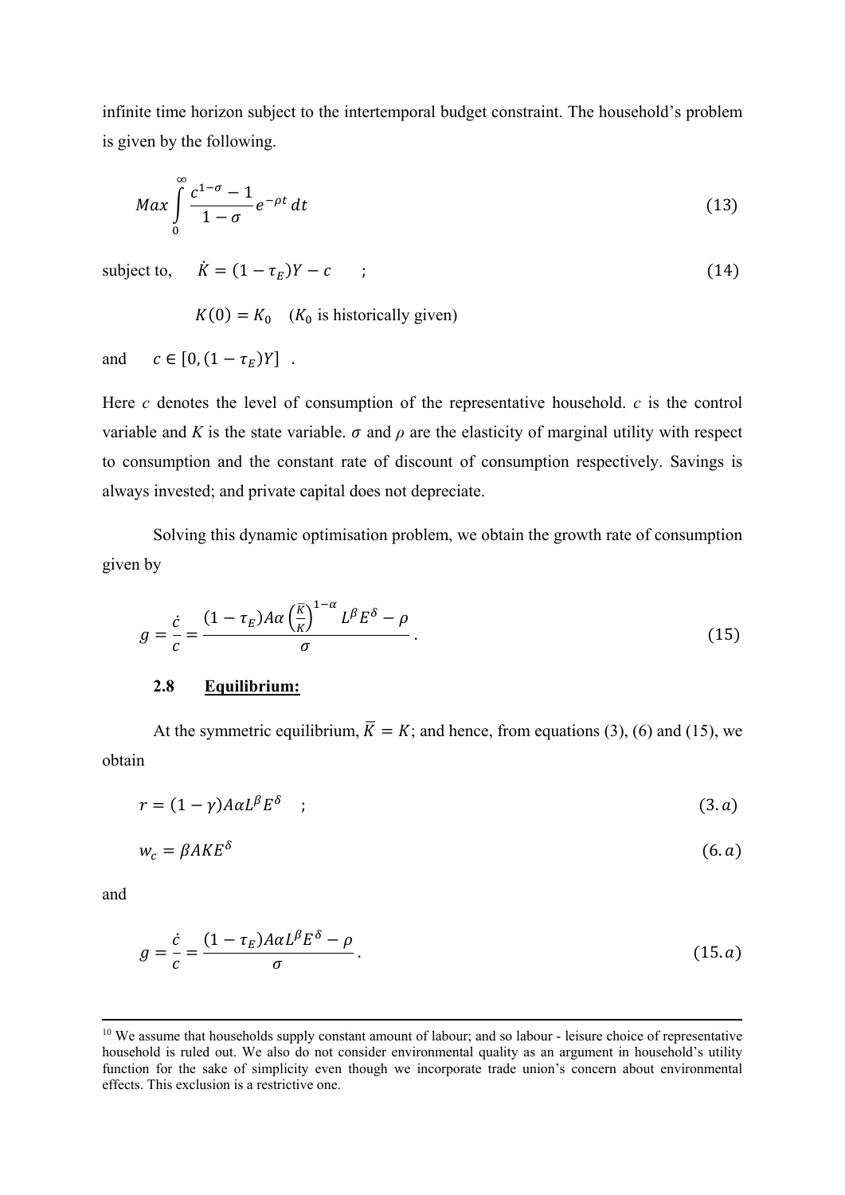infinite time horizon subject to the intertemporal budget constraint. The household's problem is given by the following.

$$Max \int_0^\infty \frac{c^{1-\sigma} - 1}{1-\sigma} e^{-\rho t}\, dt \tag{13}$$

subject to, $\quad \dot{K} = (1-\tau_E)Y - c \quad ;$ $\hfill (14)$

$\quad\quad K(0) = K_0 \quad$ ($K_0$ is historically given)

and $\quad c \in [0, (1-\tau_E)Y]$ .

Here $c$ denotes the level of consumption of the representative household. $c$ is the control variable and $K$ is the state variable. $\sigma$ and $\rho$ are the elasticity of marginal utility with respect to consumption and the constant rate of discount of consumption respectively. Savings is always invested; and private capital does not depreciate.

Solving this dynamic optimisation problem, we obtain the growth rate of consumption given by

$$g = \frac{\dot{c}}{c} = \frac{(1-\tau_E)A\alpha\left(\frac{\bar{K}}{K}\right)^{1-\alpha} L^\beta E^\delta - \rho}{\sigma}. \tag{15}$$

### 2.8 Equilibrium:

At the symmetric equilibrium, $\bar{K} = K$; and hence, from equations (3), (6) and (15), we obtain

$$r = (1-\gamma)A\alpha L^\beta E^\delta \quad ; \tag{3.a}$$

$$w_c = \beta A K E^\delta \tag{6.a}$$

and

$$g = \frac{\dot{c}}{c} = \frac{(1-\tau_E)A\alpha L^\beta E^\delta - \rho}{\sigma}. \tag{15.a}$$

---

[10] We assume that households supply constant amount of labour; and so labour - leisure choice of representative household is ruled out. We also do not consider environmental quality as an argument in household's utility function for the sake of simplicity even though we incorporate trade union's concern about environmental effects. This exclusion is a restrictive one.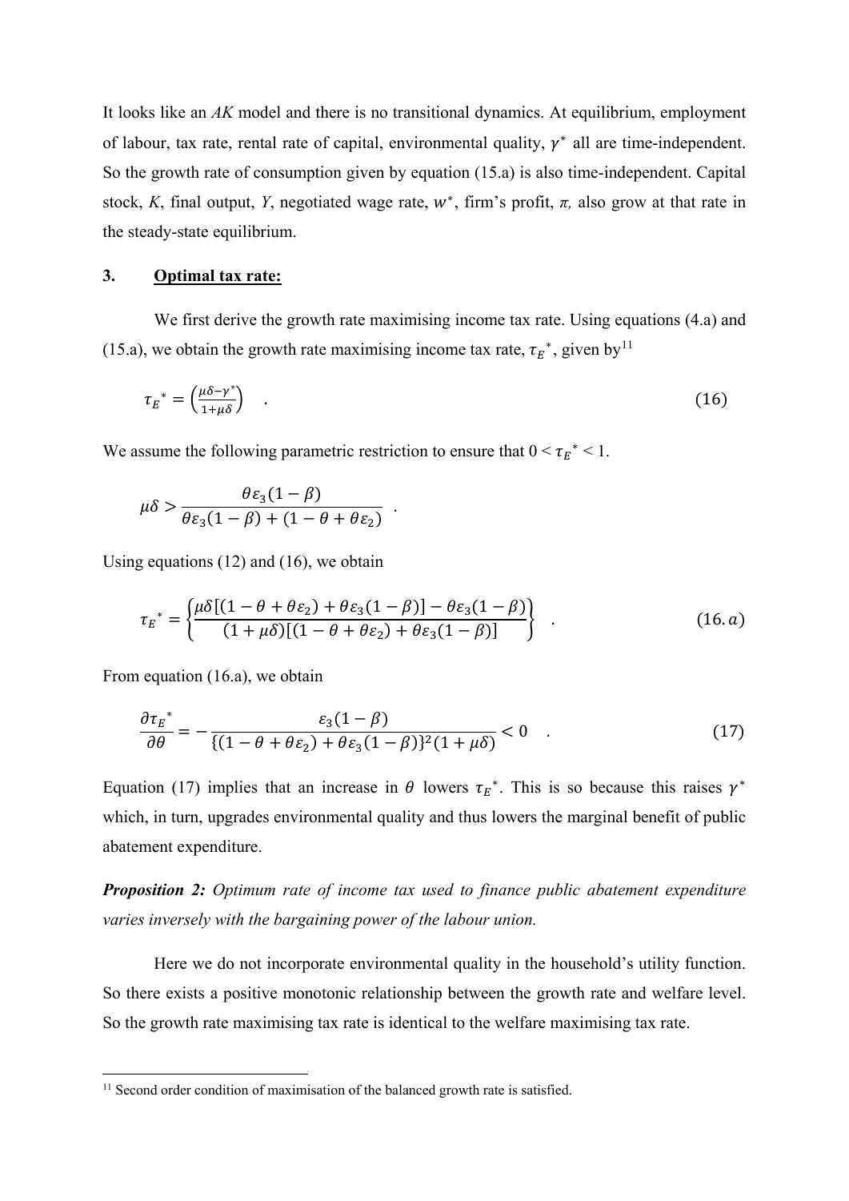It looks like an *AK* model and there is no transitional dynamics. At equilibrium, employment of labour, tax rate, rental rate of capital, environmental quality, $\gamma^*$ all are time-independent. So the growth rate of consumption given by equation (15.a) is also time-independent. Capital stock, *K*, final output, *Y*, negotiated wage rate, $w^*$, firm's profit, $\pi$, also grow at that rate in the steady-state equilibrium.

## 3. Optimal tax rate:

We first derive the growth rate maximising income tax rate. Using equations (4.a) and (15.a), we obtain the growth rate maximising income tax rate, $\tau_E{}^*$, given by[11]

$$\tau_E{}^* = \left(\frac{\mu\delta - \gamma^*}{1 + \mu\delta}\right) \quad . \tag{16}$$

We assume the following parametric restriction to ensure that $0 < \tau_E{}^* < 1$.

$$\mu\delta > \frac{\theta\varepsilon_3(1-\beta)}{\theta\varepsilon_3(1-\beta) + (1 - \theta + \theta\varepsilon_2)} \quad .$$

Using equations (12) and (16), we obtain

$$\tau_E{}^* = \left\{\frac{\mu\delta[(1 - \theta + \theta\varepsilon_2) + \theta\varepsilon_3(1-\beta)] - \theta\varepsilon_3(1-\beta)}{(1+\mu\delta)[(1 - \theta + \theta\varepsilon_2) + \theta\varepsilon_3(1-\beta)]}\right\} \quad . \tag{16.a}$$

From equation (16.a), we obtain

$$\frac{\partial \tau_E{}^*}{\partial \theta} = -\frac{\varepsilon_3(1-\beta)}{\{(1 - \theta + \theta\varepsilon_2) + \theta\varepsilon_3(1-\beta)\}^2(1+\mu\delta)} < 0 \quad . \tag{17}$$

Equation (17) implies that an increase in $\theta$ lowers $\tau_E{}^*$. This is so because this raises $\gamma^*$ which, in turn, upgrades environmental quality and thus lowers the marginal benefit of public abatement expenditure.

***Proposition 2:*** *Optimum rate of income tax used to finance public abatement expenditure varies inversely with the bargaining power of the labour union.*

Here we do not incorporate environmental quality in the household's utility function. So there exists a positive monotonic relationship between the growth rate and welfare level. So the growth rate maximising tax rate is identical to the welfare maximising tax rate.

[11] Second order condition of maximisation of the balanced growth rate is satisfied.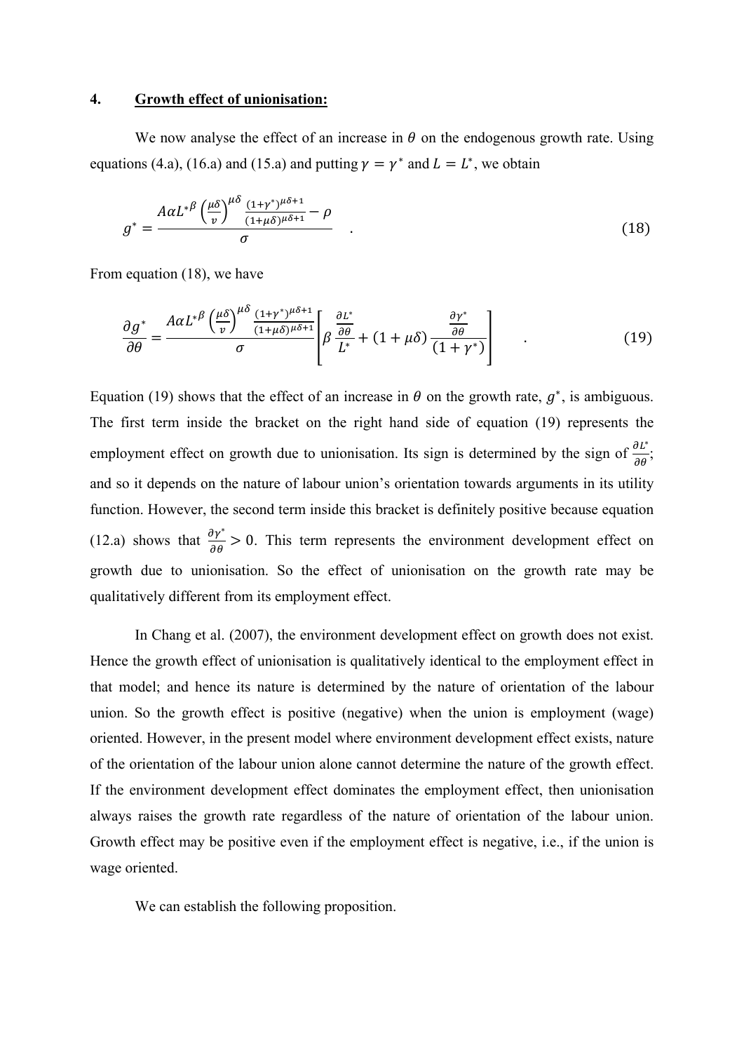## 4. Growth effect of unionisation:

We now analyse the effect of an increase in $\theta$ on the endogenous growth rate. Using equations (4.a), (16.a) and (15.a) and putting $\gamma = \gamma^*$ and $L = L^*$, we obtain

$$g^* = \frac{A\alpha L^{*\beta} \left(\frac{\mu\delta}{v}\right)^{\mu\delta} \frac{(1+\gamma^*)^{\mu\delta+1}}{(1+\mu\delta)^{\mu\delta+1}} - \rho}{\sigma} \quad . \tag{18}$$

From equation (18), we have

$$\frac{\partial g^*}{\partial \theta} = \frac{A\alpha L^{*\beta} \left(\frac{\mu\delta}{v}\right)^{\mu\delta} \frac{(1+\gamma^*)^{\mu\delta+1}}{(1+\mu\delta)^{\mu\delta+1}}}{\sigma} \left[ \beta \frac{\frac{\partial L^*}{\partial \theta}}{L^*} + (1+\mu\delta) \frac{\frac{\partial \gamma^*}{\partial \theta}}{(1+\gamma^*)} \right] \quad . \tag{19}$$

Equation (19) shows that the effect of an increase in $\theta$ on the growth rate, $g^*$, is ambiguous. The first term inside the bracket on the right hand side of equation (19) represents the employment effect on growth due to unionisation. Its sign is determined by the sign of $\frac{\partial L^*}{\partial \theta}$; and so it depends on the nature of labour union's orientation towards arguments in its utility function. However, the second term inside this bracket is definitely positive because equation (12.a) shows that $\frac{\partial \gamma^*}{\partial \theta} > 0$. This term represents the environment development effect on growth due to unionisation. So the effect of unionisation on the growth rate may be qualitatively different from its employment effect.

In Chang et al. (2007), the environment development effect on growth does not exist. Hence the growth effect of unionisation is qualitatively identical to the employment effect in that model; and hence its nature is determined by the nature of orientation of the labour union. So the growth effect is positive (negative) when the union is employment (wage) oriented. However, in the present model where environment development effect exists, nature of the orientation of the labour union alone cannot determine the nature of the growth effect. If the environment development effect dominates the employment effect, then unionisation always raises the growth rate regardless of the nature of orientation of the labour union. Growth effect may be positive even if the employment effect is negative, i.e., if the union is wage oriented.

We can establish the following proposition.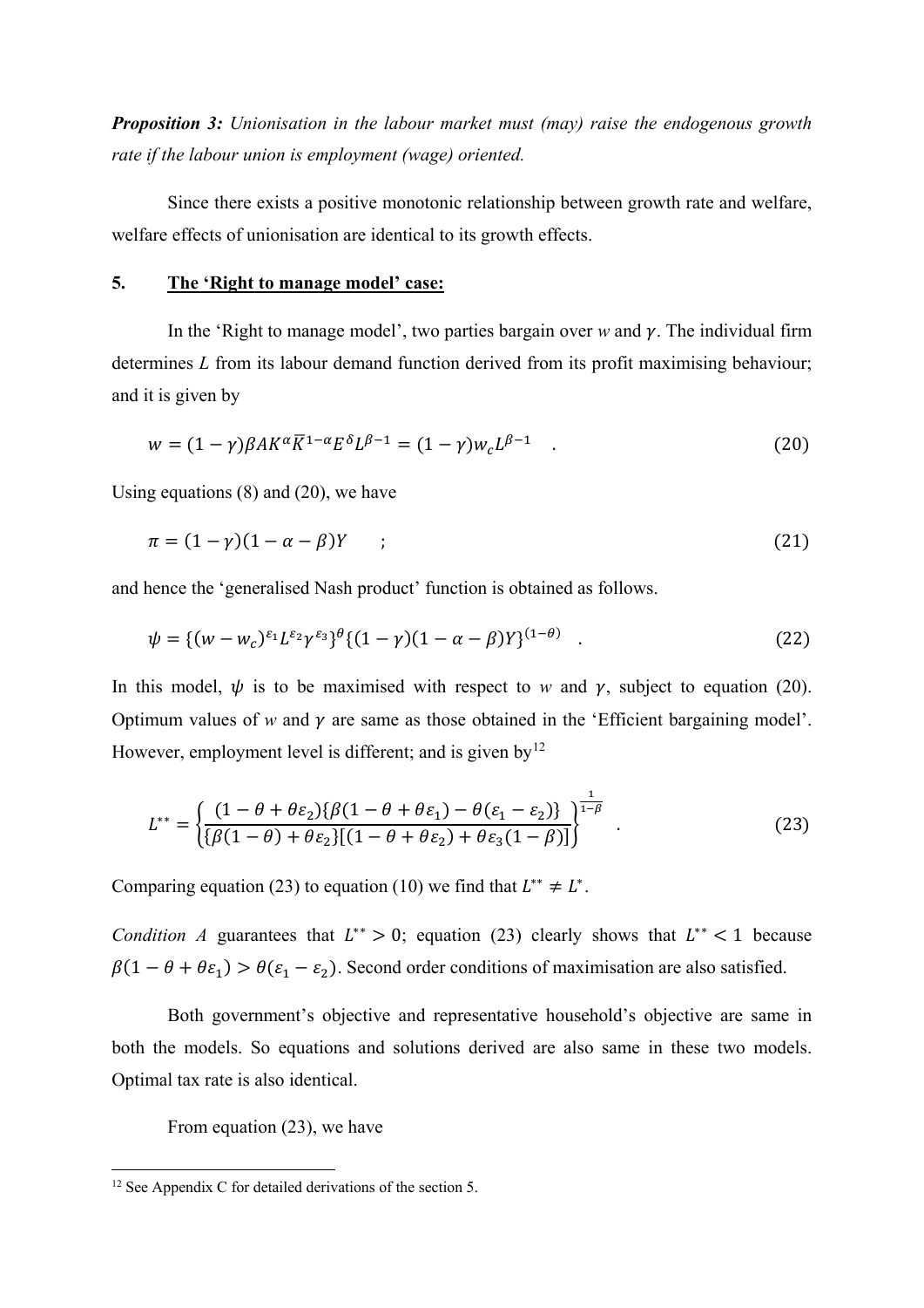***Proposition 3:*** *Unionisation in the labour market must (may) raise the endogenous growth rate if the labour union is employment (wage) oriented.*

Since there exists a positive monotonic relationship between growth rate and welfare, welfare effects of unionisation are identical to its growth effects.

## 5. The 'Right to manage model' case:

In the 'Right to manage model', two parties bargain over *w* and $\gamma$. The individual firm determines *L* from its labour demand function derived from its profit maximising behaviour; and it is given by

$$w = (1-\gamma)\beta A K^{\alpha} \bar{K}^{1-\alpha} E^{\delta} L^{\beta-1} = (1-\gamma) w_c L^{\beta-1} \quad . \tag{20}$$

Using equations (8) and (20), we have

$$\pi = (1-\gamma)(1-\alpha-\beta)Y \quad ; \tag{21}$$

and hence the 'generalised Nash product' function is obtained as follows.

$$\psi = \{(w-w_c)^{\varepsilon_1} L^{\varepsilon_2} \gamma^{\varepsilon_3}\}^{\theta} \{(1-\gamma)(1-\alpha-\beta)Y\}^{(1-\theta)} \quad . \tag{22}$$

In this model, $\psi$ is to be maximised with respect to *w* and $\gamma$, subject to equation (20). Optimum values of *w* and $\gamma$ are same as those obtained in the 'Efficient bargaining model'. However, employment level is different; and is given by[12]

$$L^{**} = \left\{ \frac{(1-\theta+\theta\varepsilon_2)\{\beta(1-\theta+\theta\varepsilon_1)-\theta(\varepsilon_1-\varepsilon_2)\}}{\{\beta(1-\theta)+\theta\varepsilon_2\}[(1-\theta+\theta\varepsilon_2)+\theta\varepsilon_3(1-\beta)]} \right\}^{\frac{1}{1-\beta}} \quad . \tag{23}$$

Comparing equation (23) to equation (10) we find that $L^{**} \neq L^{*}$.

*Condition A* guarantees that $L^{**} > 0$; equation (23) clearly shows that $L^{**} < 1$ because $\beta(1-\theta+\theta\varepsilon_1) > \theta(\varepsilon_1-\varepsilon_2)$. Second order conditions of maximisation are also satisfied.

Both government's objective and representative household's objective are same in both the models. So equations and solutions derived are also same in these two models. Optimal tax rate is also identical.

From equation (23), we have

---

[12] See Appendix C for detailed derivations of the section 5.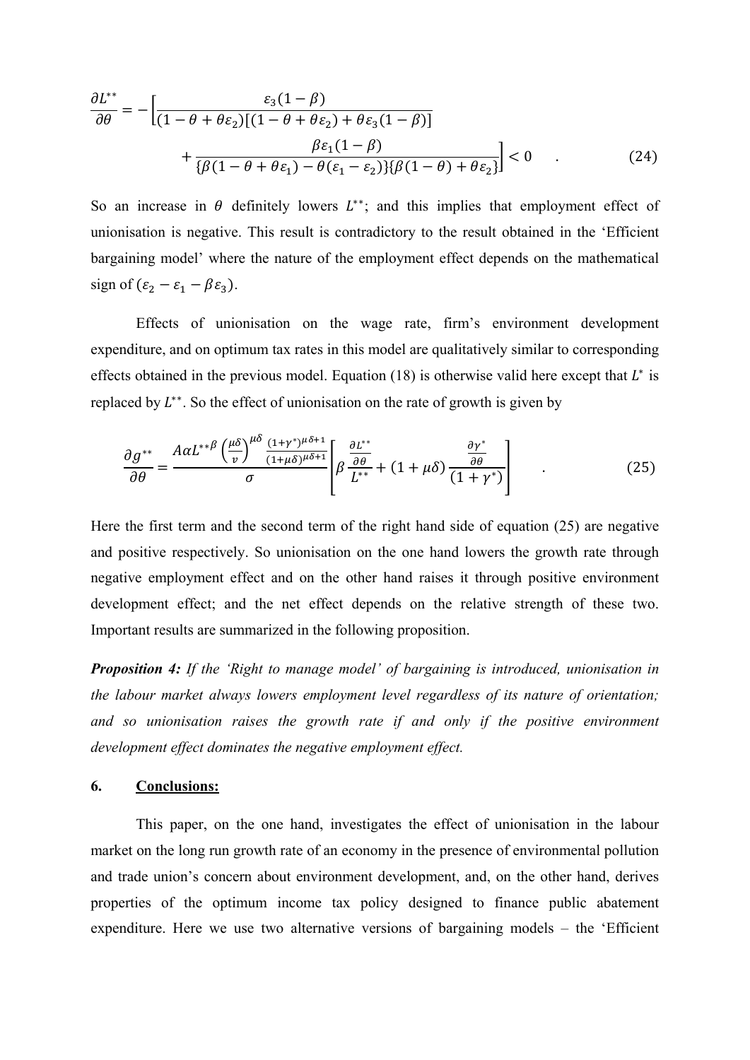$$\frac{\partial L^{**}}{\partial \theta} = -\Big[\frac{\varepsilon_3(1-\beta)}{(1-\theta+\theta\varepsilon_2)[(1-\theta+\theta\varepsilon_2)+\theta\varepsilon_3(1-\beta)]} + \frac{\beta\varepsilon_1(1-\beta)}{\{\beta(1-\theta+\theta\varepsilon_1)-\theta(\varepsilon_1-\varepsilon_2)\}\{\beta(1-\theta)+\theta\varepsilon_2\}}\Big] < 0 \quad . \tag{24}$$

So an increase in $\theta$ definitely lowers $L^{**}$; and this implies that employment effect of unionisation is negative. This result is contradictory to the result obtained in the 'Efficient bargaining model' where the nature of the employment effect depends on the mathematical sign of $(\varepsilon_2 - \varepsilon_1 - \beta\varepsilon_3)$.

Effects of unionisation on the wage rate, firm's environment development expenditure, and on optimum tax rates in this model are qualitatively similar to corresponding effects obtained in the previous model. Equation (18) is otherwise valid here except that $L^*$ is replaced by $L^{**}$. So the effect of unionisation on the rate of growth is given by

$$\frac{\partial g^{**}}{\partial \theta} = \frac{A\alpha L^{**\beta}\left(\frac{\mu\delta}{v}\right)^{\mu\delta}\frac{(1+\gamma^*)^{\mu\delta+1}}{(1+\mu\delta)^{\mu\delta+1}}}{\sigma}\left[\beta\frac{\frac{\partial L^{**}}{\partial \theta}}{L^{**}} + (1+\mu\delta)\frac{\frac{\partial \gamma^*}{\partial \theta}}{(1+\gamma^*)}\right] \quad . \tag{25}$$

Here the first term and the second term of the right hand side of equation (25) are negative and positive respectively. So unionisation on the one hand lowers the growth rate through negative employment effect and on the other hand raises it through positive environment development effect; and the net effect depends on the relative strength of these two. Important results are summarized in the following proposition.

***Proposition 4:*** *If the 'Right to manage model' of bargaining is introduced, unionisation in the labour market always lowers employment level regardless of its nature of orientation; and so unionisation raises the growth rate if and only if the positive environment development effect dominates the negative employment effect.*

## 6. Conclusions:

This paper, on the one hand, investigates the effect of unionisation in the labour market on the long run growth rate of an economy in the presence of environmental pollution and trade union's concern about environment development, and, on the other hand, derives properties of the optimum income tax policy designed to finance public abatement expenditure. Here we use two alternative versions of bargaining models – the 'Efficient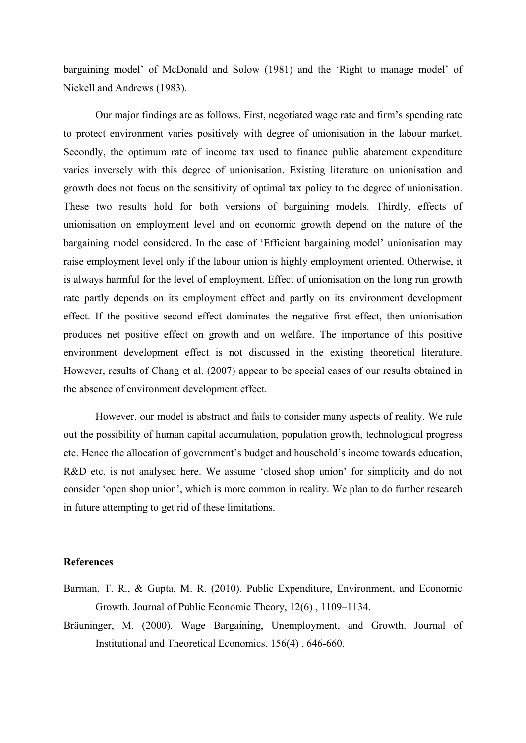bargaining model' of McDonald and Solow (1981) and the 'Right to manage model' of Nickell and Andrews (1983).

Our major findings are as follows. First, negotiated wage rate and firm's spending rate to protect environment varies positively with degree of unionisation in the labour market. Secondly, the optimum rate of income tax used to finance public abatement expenditure varies inversely with this degree of unionisation. Existing literature on unionisation and growth does not focus on the sensitivity of optimal tax policy to the degree of unionisation. These two results hold for both versions of bargaining models. Thirdly, effects of unionisation on employment level and on economic growth depend on the nature of the bargaining model considered. In the case of 'Efficient bargaining model' unionisation may raise employment level only if the labour union is highly employment oriented. Otherwise, it is always harmful for the level of employment. Effect of unionisation on the long run growth rate partly depends on its employment effect and partly on its environment development effect. If the positive second effect dominates the negative first effect, then unionisation produces net positive effect on growth and on welfare. The importance of this positive environment development effect is not discussed in the existing theoretical literature. However, results of Chang et al. (2007) appear to be special cases of our results obtained in the absence of environment development effect.

However, our model is abstract and fails to consider many aspects of reality. We rule out the possibility of human capital accumulation, population growth, technological progress etc. Hence the allocation of government's budget and household's income towards education, R&D etc. is not analysed here. We assume 'closed shop union' for simplicity and do not consider 'open shop union', which is more common in reality. We plan to do further research in future attempting to get rid of these limitations.

**References**

Barman, T. R., & Gupta, M. R. (2010). Public Expenditure, Environment, and Economic Growth. Journal of Public Economic Theory, 12(6) , 1109–1134.

Bräuninger, M. (2000). Wage Bargaining, Unemployment, and Growth. Journal of Institutional and Theoretical Economics, 156(4) , 646-660.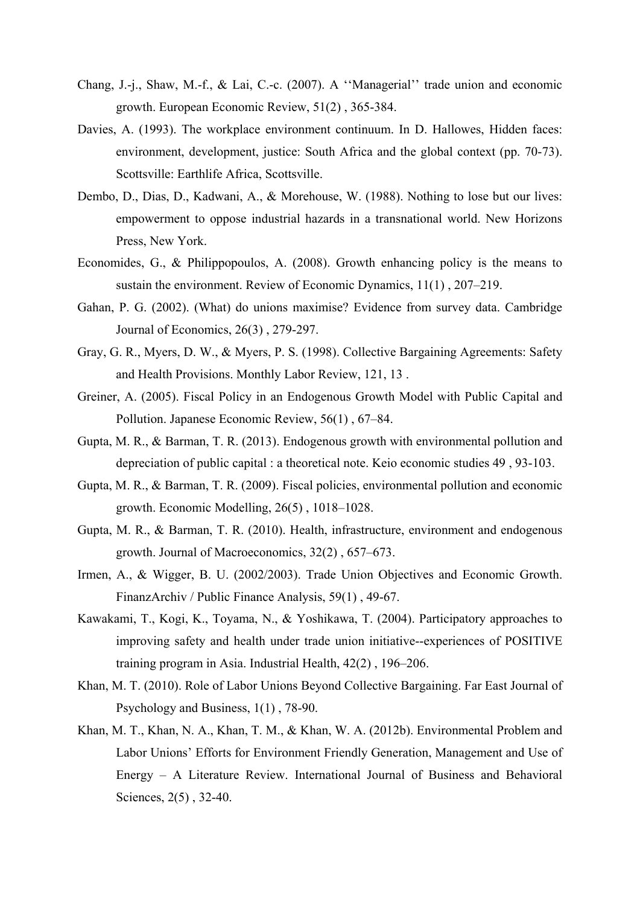Chang, J.-j., Shaw, M.-f., & Lai, C.-c. (2007). A ''Managerial'' trade union and economic growth. European Economic Review, 51(2) , 365-384.

Davies, A. (1993). The workplace environment continuum. In D. Hallowes, Hidden faces: environment, development, justice: South Africa and the global context (pp. 70-73). Scottsville: Earthlife Africa, Scottsville.

Dembo, D., Dias, D., Kadwani, A., & Morehouse, W. (1988). Nothing to lose but our lives: empowerment to oppose industrial hazards in a transnational world. New Horizons Press, New York.

Economides, G., & Philippopoulos, A. (2008). Growth enhancing policy is the means to sustain the environment. Review of Economic Dynamics, 11(1) , 207–219.

Gahan, P. G. (2002). (What) do unions maximise? Evidence from survey data. Cambridge Journal of Economics, 26(3) , 279-297.

Gray, G. R., Myers, D. W., & Myers, P. S. (1998). Collective Bargaining Agreements: Safety and Health Provisions. Monthly Labor Review, 121, 13 .

Greiner, A. (2005). Fiscal Policy in an Endogenous Growth Model with Public Capital and Pollution. Japanese Economic Review, 56(1) , 67–84.

Gupta, M. R., & Barman, T. R. (2013). Endogenous growth with environmental pollution and depreciation of public capital : a theoretical note. Keio economic studies 49 , 93-103.

Gupta, M. R., & Barman, T. R. (2009). Fiscal policies, environmental pollution and economic growth. Economic Modelling, 26(5) , 1018–1028.

Gupta, M. R., & Barman, T. R. (2010). Health, infrastructure, environment and endogenous growth. Journal of Macroeconomics, 32(2) , 657–673.

Irmen, A., & Wigger, B. U. (2002/2003). Trade Union Objectives and Economic Growth. FinanzArchiv / Public Finance Analysis, 59(1) , 49-67.

Kawakami, T., Kogi, K., Toyama, N., & Yoshikawa, T. (2004). Participatory approaches to improving safety and health under trade union initiative--experiences of POSITIVE training program in Asia. Industrial Health, 42(2) , 196–206.

Khan, M. T. (2010). Role of Labor Unions Beyond Collective Bargaining. Far East Journal of Psychology and Business, 1(1) , 78-90.

Khan, M. T., Khan, N. A., Khan, T. M., & Khan, W. A. (2012b). Environmental Problem and Labor Unions' Efforts for Environment Friendly Generation, Management and Use of Energy – A Literature Review. International Journal of Business and Behavioral Sciences, 2(5) , 32-40.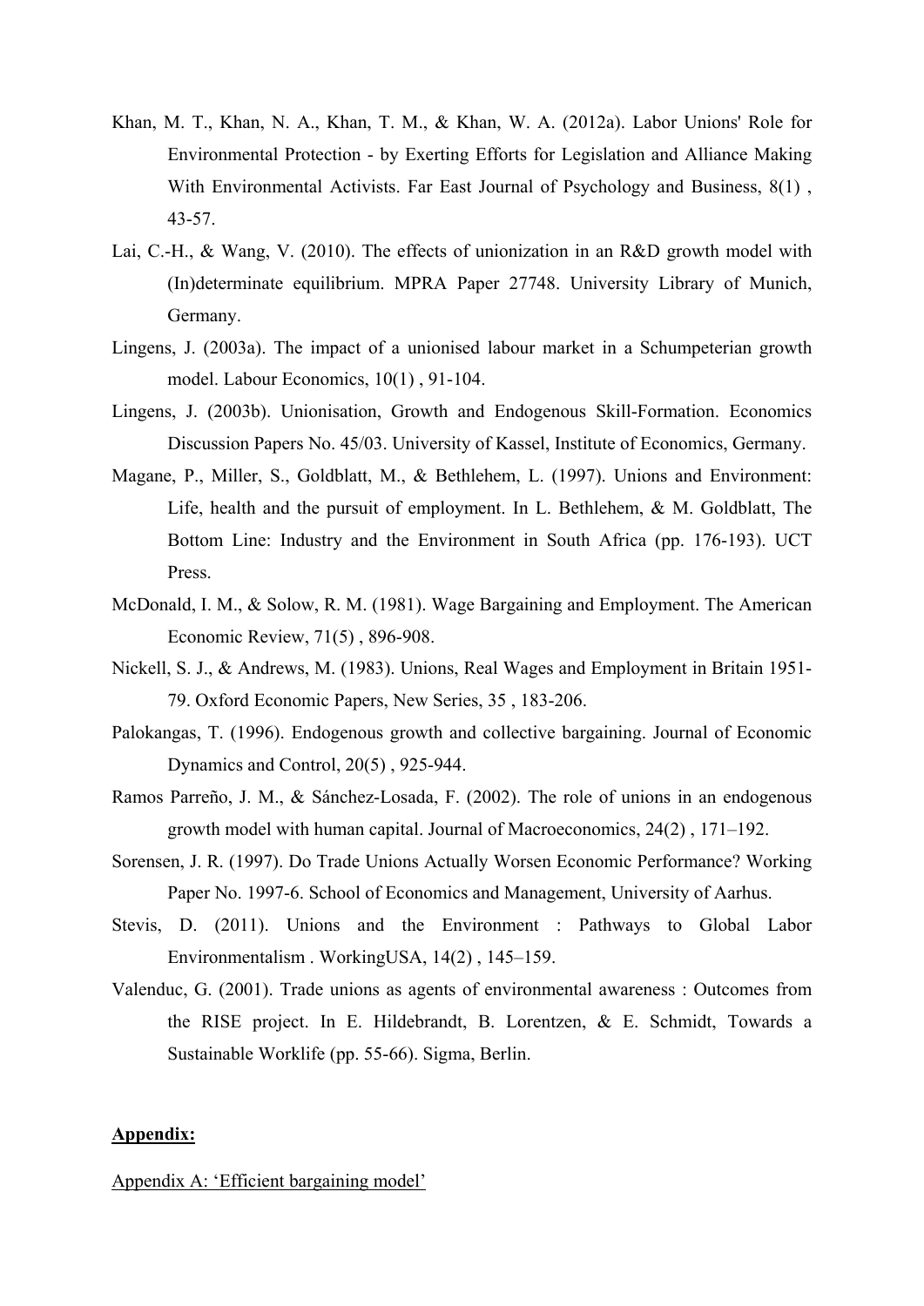Khan, M. T., Khan, N. A., Khan, T. M., & Khan, W. A. (2012a). Labor Unions' Role for Environmental Protection - by Exerting Efforts for Legislation and Alliance Making With Environmental Activists. Far East Journal of Psychology and Business, 8(1) , 43-57.

Lai, C.-H., & Wang, V. (2010). The effects of unionization in an R&D growth model with (In)determinate equilibrium. MPRA Paper 27748. University Library of Munich, Germany.

Lingens, J. (2003a). The impact of a unionised labour market in a Schumpeterian growth model. Labour Economics, 10(1) , 91-104.

Lingens, J. (2003b). Unionisation, Growth and Endogenous Skill-Formation. Economics Discussion Papers No. 45/03. University of Kassel, Institute of Economics, Germany.

Magane, P., Miller, S., Goldblatt, M., & Bethlehem, L. (1997). Unions and Environment: Life, health and the pursuit of employment. In L. Bethlehem, & M. Goldblatt, The Bottom Line: Industry and the Environment in South Africa (pp. 176-193). UCT Press.

McDonald, I. M., & Solow, R. M. (1981). Wage Bargaining and Employment. The American Economic Review, 71(5) , 896-908.

Nickell, S. J., & Andrews, M. (1983). Unions, Real Wages and Employment in Britain 1951-79. Oxford Economic Papers, New Series, 35 , 183-206.

Palokangas, T. (1996). Endogenous growth and collective bargaining. Journal of Economic Dynamics and Control, 20(5) , 925-944.

Ramos Parreño, J. M., & Sánchez-Losada, F. (2002). The role of unions in an endogenous growth model with human capital. Journal of Macroeconomics, 24(2) , 171–192.

Sorensen, J. R. (1997). Do Trade Unions Actually Worsen Economic Performance? Working Paper No. 1997-6. School of Economics and Management, University of Aarhus.

Stevis, D. (2011). Unions and the Environment : Pathways to Global Labor Environmentalism . WorkingUSA, 14(2) , 145–159.

Valenduc, G. (2001). Trade unions as agents of environmental awareness : Outcomes from the RISE project. In E. Hildebrandt, B. Lorentzen, & E. Schmidt, Towards a Sustainable Worklife (pp. 55-66). Sigma, Berlin.

## Appendix:

Appendix A: 'Efficient bargaining model'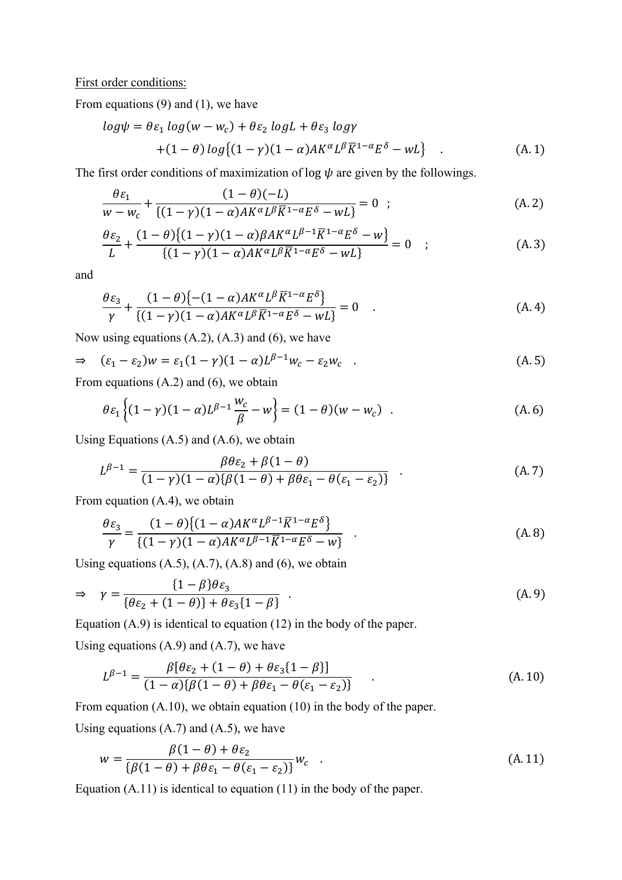First order conditions:

From equations (9) and (1), we have

$$log\psi = \theta\varepsilon_1 \, log(w - w_c) + \theta\varepsilon_2 \, logL + \theta\varepsilon_3 \, log\gamma$$
$$+(1-\theta)\, log\{(1-\gamma)(1-\alpha)AK^{\alpha}L^{\beta}\bar{K}^{1-\alpha}E^{\delta} - wL\} \quad . \tag{A.1}$$

The first order conditions of maximization of $\log\psi$ are given by the followings.

$$\frac{\theta\varepsilon_1}{w - w_c} + \frac{(1-\theta)(-L)}{\{(1-\gamma)(1-\alpha)AK^{\alpha}L^{\beta}\bar{K}^{1-\alpha}E^{\delta} - wL\}} = 0 \quad ; \tag{A.2}$$

$$\frac{\theta\varepsilon_2}{L} + \frac{(1-\theta)\{(1-\gamma)(1-\alpha)\beta AK^{\alpha}L^{\beta-1}\bar{K}^{1-\alpha}E^{\delta} - w\}}{\{(1-\gamma)(1-\alpha)AK^{\alpha}L^{\beta}\bar{K}^{1-\alpha}E^{\delta} - wL\}} = 0 \quad ; \tag{A.3}$$

and

$$\frac{\theta\varepsilon_3}{\gamma} + \frac{(1-\theta)\{-(1-\alpha)AK^{\alpha}L^{\beta}\bar{K}^{1-\alpha}E^{\delta}\}}{\{(1-\gamma)(1-\alpha)AK^{\alpha}L^{\beta}\bar{K}^{1-\alpha}E^{\delta} - wL\}} = 0 \quad . \tag{A.4}$$

Now using equations (A.2), (A.3) and (6), we have

$$\Rightarrow \quad (\varepsilon_1 - \varepsilon_2)w = \varepsilon_1(1-\gamma)(1-\alpha)L^{\beta-1}w_c - \varepsilon_2 w_c \quad . \tag{A.5}$$

From equations (A.2) and (6), we obtain

$$\theta\varepsilon_1\left\{(1-\gamma)(1-\alpha)L^{\beta-1}\frac{w_c}{\beta} - w\right\} = (1-\theta)(w - w_c) \quad . \tag{A.6}$$

Using Equations (A.5) and (A.6), we obtain

$$L^{\beta-1} = \frac{\beta\theta\varepsilon_2 + \beta(1-\theta)}{(1-\gamma)(1-\alpha)\{\beta(1-\theta) + \beta\theta\varepsilon_1 - \theta(\varepsilon_1 - \varepsilon_2)\}} \quad . \tag{A.7}$$

From equation (A.4), we obtain

$$\frac{\theta\varepsilon_3}{\gamma} = \frac{(1-\theta)\{(1-\alpha)AK^{\alpha}L^{\beta-1}\bar{K}^{1-\alpha}E^{\delta}\}}{\{(1-\gamma)(1-\alpha)AK^{\alpha}L^{\beta-1}\bar{K}^{1-\alpha}E^{\delta} - w\}} \quad . \tag{A.8}$$

Using equations (A.5), (A.7), (A.8) and (6), we obtain

$$\Rightarrow \quad \gamma = \frac{\{1-\beta\}\theta\varepsilon_3}{\{\theta\varepsilon_2 + (1-\theta)\} + \theta\varepsilon_3\{1-\beta\}} \quad . \tag{A.9}$$

Equation (A.9) is identical to equation (12) in the body of the paper.

Using equations (A.9) and (A.7), we have

$$L^{\beta-1} = \frac{\beta[\theta\varepsilon_2 + (1-\theta) + \theta\varepsilon_3\{1-\beta\}]}{(1-\alpha)\{\beta(1-\theta) + \beta\theta\varepsilon_1 - \theta(\varepsilon_1 - \varepsilon_2)\}} \quad . \tag{A.10}$$

From equation (A.10), we obtain equation (10) in the body of the paper.

Using equations (A.7) and (A.5), we have

$$w = \frac{\beta(1-\theta) + \theta\varepsilon_2}{\{\beta(1-\theta) + \beta\theta\varepsilon_1 - \theta(\varepsilon_1 - \varepsilon_2)\}} w_c \quad . \tag{A.11}$$

Equation (A.11) is identical to equation (11) in the body of the paper.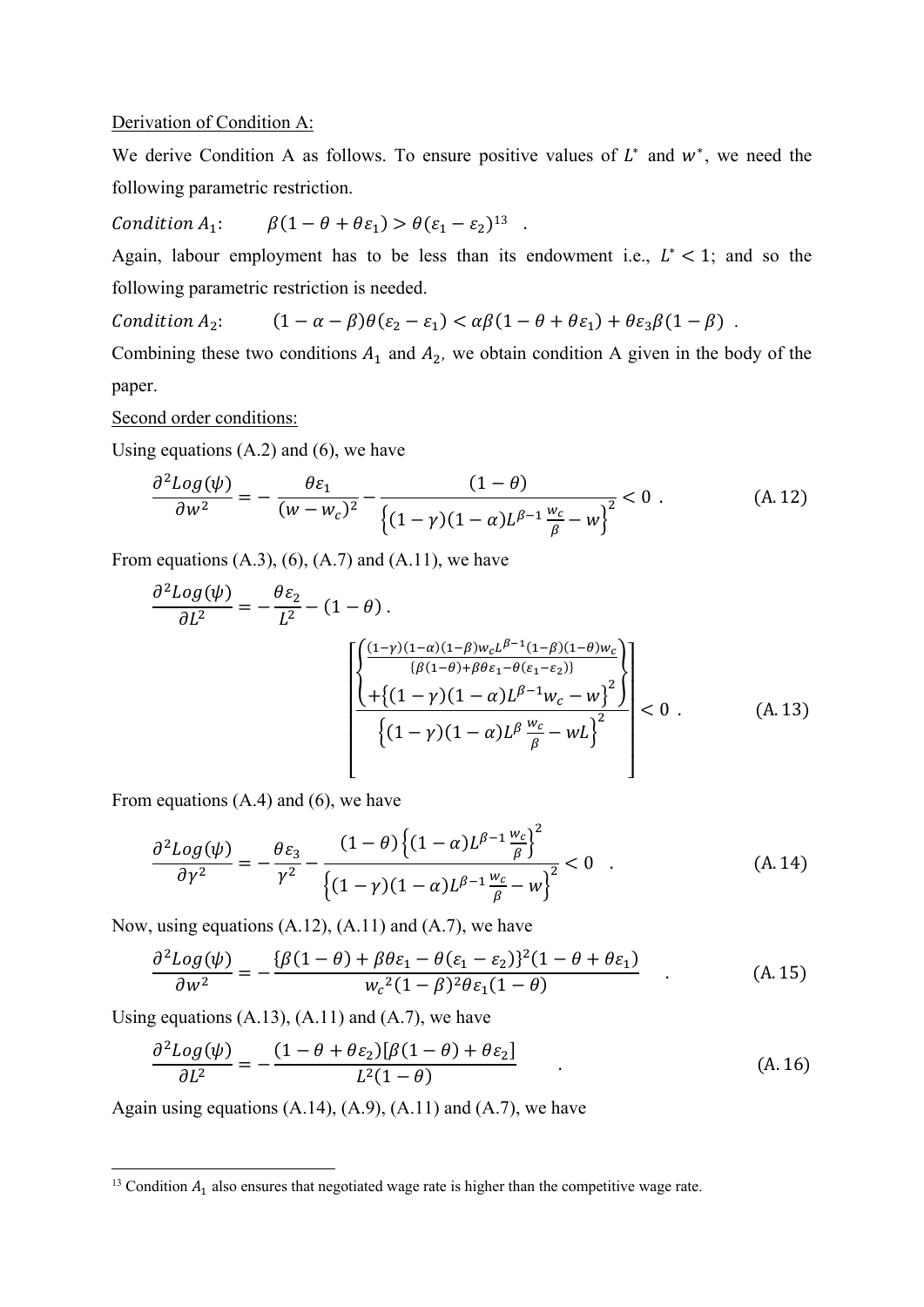Derivation of Condition A:

We derive Condition A as follows. To ensure positive values of $L^*$ and $w^*$, we need the following parametric restriction.

*Condition* $A_1$: $\quad \beta(1-\theta+\theta\varepsilon_1) > \theta(\varepsilon_1-\varepsilon_2)$[13] .

Again, labour employment has to be less than its endowment i.e., $L^* < 1$; and so the following parametric restriction is needed.

*Condition* $A_2$: $\quad (1-\alpha-\beta)\theta(\varepsilon_2-\varepsilon_1) < \alpha\beta(1-\theta+\theta\varepsilon_1) + \theta\varepsilon_3\beta(1-\beta)$ .

Combining these two conditions $A_1$ and $A_2$, we obtain condition A given in the body of the paper.

Second order conditions:

Using equations (A.2) and (6), we have

$$\frac{\partial^2 Log(\psi)}{\partial w^2} = -\frac{\theta\varepsilon_1}{(w-w_c)^2} - \frac{(1-\theta)}{\left\{(1-\gamma)(1-\alpha)L^{\beta-1}\frac{w_c}{\beta} - w\right\}^2} < 0 \ . \tag{A.12}$$

From equations (A.3), (6), (A.7) and (A.11), we have

$$\frac{\partial^2 Log(\psi)}{\partial L^2} = -\frac{\theta\varepsilon_2}{L^2} - (1-\theta) \ . \left[\frac{\left\{\begin{array}{c}\frac{(1-\gamma)(1-\alpha)(1-\beta)w_c L^{\beta-1}(1-\beta)(1-\theta)w_c}{\{\beta(1-\theta)+\beta\theta\varepsilon_1-\theta(\varepsilon_1-\varepsilon_2)\}} \\ +\left\{(1-\gamma)(1-\alpha)L^{\beta-1}w_c - w\right\}^2\end{array}\right\}}{\left\{(1-\gamma)(1-\alpha)L^{\beta}\frac{w_c}{\beta} - wL\right\}^2}\right] < 0 \ . \tag{A.13}$$

From equations (A.4) and (6), we have

$$\frac{\partial^2 Log(\psi)}{\partial \gamma^2} = -\frac{\theta\varepsilon_3}{\gamma^2} - \frac{(1-\theta)\left\{(1-\alpha)L^{\beta-1}\frac{w_c}{\beta}\right\}^2}{\left\{(1-\gamma)(1-\alpha)L^{\beta-1}\frac{w_c}{\beta} - w\right\}^2} < 0 \ . \tag{A.14}$$

Now, using equations (A.12), (A.11) and (A.7), we have

$$\frac{\partial^2 Log(\psi)}{\partial w^2} = -\frac{\{\beta(1-\theta)+\beta\theta\varepsilon_1-\theta(\varepsilon_1-\varepsilon_2)\}^2(1-\theta+\theta\varepsilon_1)}{{w_c}^2(1-\beta)^2\theta\varepsilon_1(1-\theta)} \ . \tag{A.15}$$

Using equations (A.13), (A.11) and (A.7), we have

$$\frac{\partial^2 Log(\psi)}{\partial L^2} = -\frac{(1-\theta+\theta\varepsilon_2)[\beta(1-\theta)+\theta\varepsilon_2]}{L^2(1-\theta)} \ . \tag{A.16}$$

Again using equations (A.14), (A.9), (A.11) and (A.7), we have

[13] Condition $A_1$ also ensures that negotiated wage rate is higher than the competitive wage rate.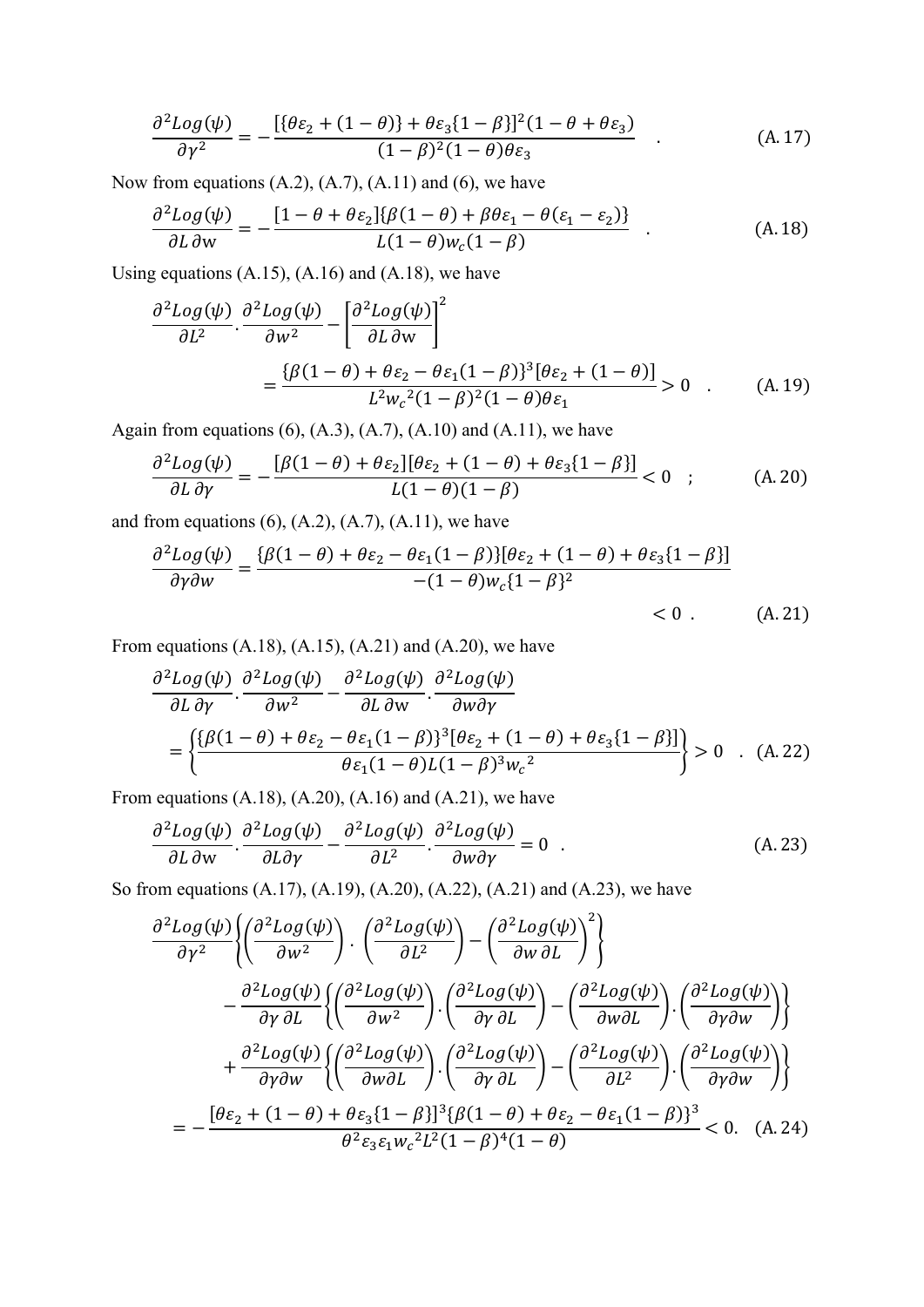$$\frac{\partial^2 Log(\psi)}{\partial \gamma^2} = -\frac{[\{\theta\varepsilon_2 + (1-\theta)\} + \theta\varepsilon_3\{1-\beta\}]^2(1-\theta+\theta\varepsilon_3)}{(1-\beta)^2(1-\theta)\theta\varepsilon_3} \quad . \tag{A.17}$$

Now from equations (A.2), (A.7), (A.11) and (6), we have

$$\frac{\partial^2 Log(\psi)}{\partial L\,\partial \mathrm{w}} = -\frac{[1-\theta+\theta\varepsilon_2]\{\beta(1-\theta)+\beta\theta\varepsilon_1-\theta(\varepsilon_1-\varepsilon_2)\}}{L(1-\theta)w_c(1-\beta)} \quad . \tag{A.18}$$

Using equations (A.15), (A.16) and (A.18), we have

$$\frac{\partial^2 Log(\psi)}{\partial L^2}\cdot\frac{\partial^2 Log(\psi)}{\partial w^2} - \left[\frac{\partial^2 Log(\psi)}{\partial L\,\partial \mathrm{w}}\right]^2 = \frac{\{\beta(1-\theta)+\theta\varepsilon_2-\theta\varepsilon_1(1-\beta)\}^3[\theta\varepsilon_2+(1-\theta)]}{L^2 {w_c}^2(1-\beta)^2(1-\theta)\theta\varepsilon_1} > 0 \quad . \tag{A.19}$$

Again from equations (6), (A.3), (A.7), (A.10) and (A.11), we have

$$\frac{\partial^2 Log(\psi)}{\partial L\,\partial \gamma} = -\frac{[\beta(1-\theta)+\theta\varepsilon_2][\theta\varepsilon_2+(1-\theta)+\theta\varepsilon_3\{1-\beta\}]}{L(1-\theta)(1-\beta)} < 0 \quad ; \tag{A.20}$$

and from equations (6), (A.2), (A.7), (A.11), we have

$$\frac{\partial^2 Log(\psi)}{\partial \gamma \partial w} = \frac{\{\beta(1-\theta)+\theta\varepsilon_2-\theta\varepsilon_1(1-\beta)\}[\theta\varepsilon_2+(1-\theta)+\theta\varepsilon_3\{1-\beta\}]}{-(1-\theta)w_c\{1-\beta\}^2} < 0 \quad . \tag{A.21}$$

From equations (A.18), (A.15), (A.21) and (A.20), we have

$$\frac{\partial^2 Log(\psi)}{\partial L\,\partial \gamma}\cdot\frac{\partial^2 Log(\psi)}{\partial w^2} - \frac{\partial^2 Log(\psi)}{\partial L\,\partial \mathrm{w}}\cdot\frac{\partial^2 Log(\psi)}{\partial w \partial \gamma} = \left\{\frac{\{\beta(1-\theta)+\theta\varepsilon_2-\theta\varepsilon_1(1-\beta)\}^3[\theta\varepsilon_2+(1-\theta)+\theta\varepsilon_3\{1-\beta\}]}{\theta\varepsilon_1(1-\theta)L(1-\beta)^3{w_c}^2}\right\} > 0 \quad . \tag{A.22}$$

From equations (A.18), (A.20), (A.16) and (A.21), we have

$$\frac{\partial^2 Log(\psi)}{\partial L\,\partial \mathrm{w}}\cdot\frac{\partial^2 Log(\psi)}{\partial L \partial \gamma} - \frac{\partial^2 Log(\psi)}{\partial L^2}\cdot\frac{\partial^2 Log(\psi)}{\partial w \partial \gamma} = 0 \quad . \tag{A.23}$$

So from equations (A.17), (A.19), (A.20), (A.22), (A.21) and (A.23), we have

$$\begin{aligned}
&\frac{\partial^2 Log(\psi)}{\partial \gamma^2}\left\{\left(\frac{\partial^2 Log(\psi)}{\partial w^2}\right)\cdot\left(\frac{\partial^2 Log(\psi)}{\partial L^2}\right) - \left(\frac{\partial^2 Log(\psi)}{\partial w\,\partial L}\right)^2\right\} \\
&\quad - \frac{\partial^2 Log(\psi)}{\partial \gamma\,\partial L}\left\{\left(\frac{\partial^2 Log(\psi)}{\partial w^2}\right)\cdot\left(\frac{\partial^2 Log(\psi)}{\partial \gamma\,\partial L}\right) - \left(\frac{\partial^2 Log(\psi)}{\partial w \partial L}\right)\cdot\left(\frac{\partial^2 Log(\psi)}{\partial \gamma \partial w}\right)\right\} \\
&\quad + \frac{\partial^2 Log(\psi)}{\partial \gamma \partial w}\left\{\left(\frac{\partial^2 Log(\psi)}{\partial w \partial L}\right)\cdot\left(\frac{\partial^2 Log(\psi)}{\partial \gamma\,\partial L}\right) - \left(\frac{\partial^2 Log(\psi)}{\partial L^2}\right)\cdot\left(\frac{\partial^2 Log(\psi)}{\partial \gamma \partial w}\right)\right\} \\
&= -\frac{[\theta\varepsilon_2+(1-\theta)+\theta\varepsilon_3\{1-\beta\}]^3\{\beta(1-\theta)+\theta\varepsilon_2-\theta\varepsilon_1(1-\beta)\}^3}{\theta^2\varepsilon_3\varepsilon_1{w_c}^2L^2(1-\beta)^4(1-\theta)} < 0.
\end{aligned} \tag{A.24}$$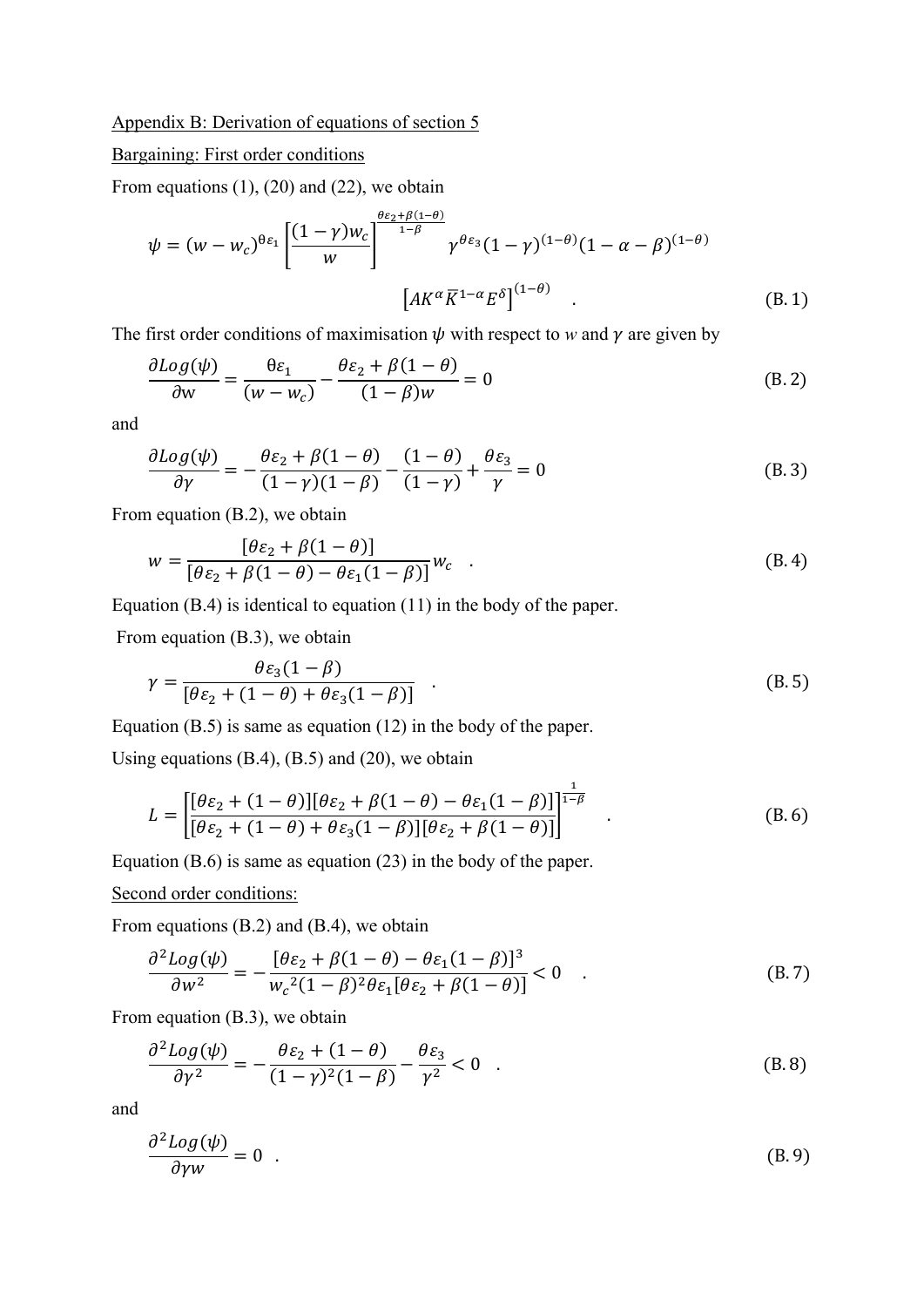Appendix B: Derivation of equations of section 5

Bargaining: First order conditions

From equations (1), (20) and (22), we obtain

$$\psi = (w - w_c)^{\theta\varepsilon_1}\left[\frac{(1-\gamma)w_c}{w}\right]^{\frac{\theta\varepsilon_2+\beta(1-\theta)}{1-\beta}}\gamma^{\theta\varepsilon_3}(1-\gamma)^{(1-\theta)}(1-\alpha-\beta)^{(1-\theta)}\left[AK^{\alpha}\bar{K}^{1-\alpha}E^{\delta}\right]^{(1-\theta)} \quad . \tag{B.1}$$

The first order conditions of maximisation $\psi$ with respect to *w* and $\gamma$ are given by

$$\frac{\partial Log(\psi)}{\partial \mathrm{w}} = \frac{\theta\varepsilon_1}{(w-w_c)} - \frac{\theta\varepsilon_2+\beta(1-\theta)}{(1-\beta)w} = 0 \tag{B.2}$$

and

$$\frac{\partial Log(\psi)}{\partial \gamma} = -\frac{\theta\varepsilon_2+\beta(1-\theta)}{(1-\gamma)(1-\beta)} - \frac{(1-\theta)}{(1-\gamma)} + \frac{\theta\varepsilon_3}{\gamma} = 0 \tag{B.3}$$

From equation (B.2), we obtain

$$w = \frac{[\theta\varepsilon_2+\beta(1-\theta)]}{[\theta\varepsilon_2+\beta(1-\theta)-\theta\varepsilon_1(1-\beta)]}w_c \quad . \tag{B.4}$$

Equation (B.4) is identical to equation (11) in the body of the paper.

From equation (B.3), we obtain

$$\gamma = \frac{\theta\varepsilon_3(1-\beta)}{[\theta\varepsilon_2+(1-\theta)+\theta\varepsilon_3(1-\beta)]} \quad . \tag{B.5}$$

Equation (B.5) is same as equation (12) in the body of the paper.

Using equations (B.4), (B.5) and (20), we obtain

$$L = \left[\frac{[\theta\varepsilon_2+(1-\theta)][\theta\varepsilon_2+\beta(1-\theta)-\theta\varepsilon_1(1-\beta)]}{[\theta\varepsilon_2+(1-\theta)+\theta\varepsilon_3(1-\beta)][\theta\varepsilon_2+\beta(1-\theta)]}\right]^{\frac{1}{1-\beta}} \quad . \tag{B.6}$$

Equation (B.6) is same as equation (23) in the body of the paper.

Second order conditions:

From equations (B.2) and (B.4), we obtain

$$\frac{\partial^2 Log(\psi)}{\partial w^2} = -\frac{[\theta\varepsilon_2+\beta(1-\theta)-\theta\varepsilon_1(1-\beta)]^3}{{w_c}^2(1-\beta)^2\theta\varepsilon_1[\theta\varepsilon_2+\beta(1-\theta)]} < 0 \quad . \tag{B.7}$$

From equation (B.3), we obtain

$$\frac{\partial^2 Log(\psi)}{\partial \gamma^2} = -\frac{\theta\varepsilon_2+(1-\theta)}{(1-\gamma)^2(1-\beta)} - \frac{\theta\varepsilon_3}{\gamma^2} < 0 \quad . \tag{B.8}$$

and

$$\frac{\partial^2 Log(\psi)}{\partial \gamma w} = 0 \quad . \tag{B.9}$$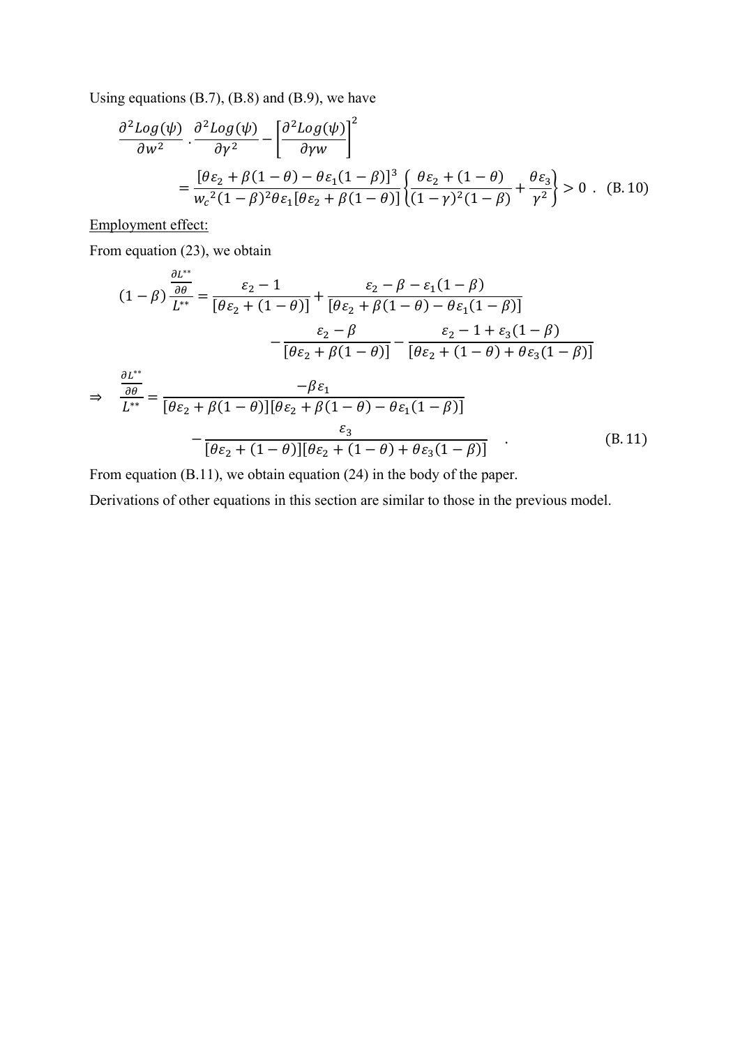Using equations (B.7), (B.8) and (B.9), we have

$$\frac{\partial^2 Log(\psi)}{\partial w^2} \cdot \frac{\partial^2 Log(\psi)}{\partial \gamma^2} - \left[\frac{\partial^2 Log(\psi)}{\partial \gamma w}\right]^2$$

$$= \frac{[\theta\varepsilon_2 + \beta(1-\theta) - \theta\varepsilon_1(1-\beta)]^3}{{w_c}^2(1-\beta)^2\theta\varepsilon_1[\theta\varepsilon_2 + \beta(1-\theta)]}\left\{\frac{\theta\varepsilon_2 + (1-\theta)}{(1-\gamma)^2(1-\beta)} + \frac{\theta\varepsilon_3}{\gamma^2}\right\} > 0 \ . \quad \text{(B.10)}$$

Employment effect:

From equation (23), we obtain

$$(1-\beta)\frac{\frac{\partial L^{**}}{\partial \theta}}{L^{**}} = \frac{\varepsilon_2 - 1}{[\theta\varepsilon_2 + (1-\theta)]} + \frac{\varepsilon_2 - \beta - \varepsilon_1(1-\beta)}{[\theta\varepsilon_2 + \beta(1-\theta) - \theta\varepsilon_1(1-\beta)]}$$

$$- \frac{\varepsilon_2 - \beta}{[\theta\varepsilon_2 + \beta(1-\theta)]} - \frac{\varepsilon_2 - 1 + \varepsilon_3(1-\beta)}{[\theta\varepsilon_2 + (1-\theta) + \theta\varepsilon_3(1-\beta)]}$$

$$\Rightarrow \quad \frac{\frac{\partial L^{**}}{\partial \theta}}{L^{**}} = \frac{-\beta\varepsilon_1}{[\theta\varepsilon_2 + \beta(1-\theta)][\theta\varepsilon_2 + \beta(1-\theta) - \theta\varepsilon_1(1-\beta)]}$$

$$- \frac{\varepsilon_3}{[\theta\varepsilon_2 + (1-\theta)][\theta\varepsilon_2 + (1-\theta) + \theta\varepsilon_3(1-\beta)]} \quad . \quad \text{(B.11)}$$

From equation (B.11), we obtain equation (24) in the body of the paper.

Derivations of other equations in this section are similar to those in the previous model.